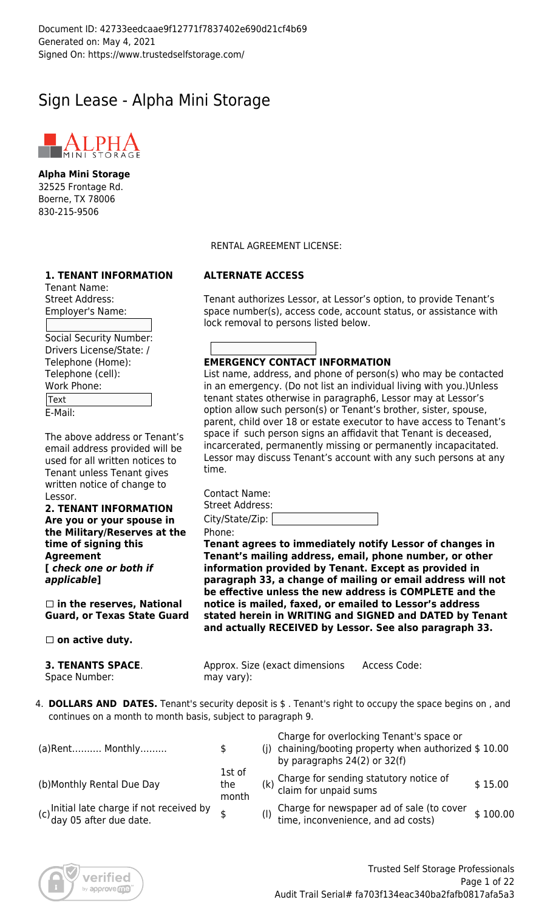Document ID: 42733eedcaae9f12771f7837402e690d21cf4b69
Generated on: May 4, 2021
Signed On: https://www.trustedselfstorage.com/

# Sign Lease - Alpha Mini Storage

**Alpha Mini Storage**
32525 Frontage Rd.
Boerne, TX 78006
830-215-9506

RENTAL AGREEMENT LICENSE:

**1. TENANT INFORMATION**

Tenant Name:
Street Address:
Employer's Name:

Social Security Number:
Drivers License/State: /
Telephone (Home):
Telephone (cell):
Work Phone:
Text
E-Mail:

The above address or Tenant's email address provided will be used for all written notices to Tenant unless Tenant gives written notice of change to Lessor.

**2. TENANT INFORMATION Are you or your spouse in the Military/Reserves at the time of signing this Agreement [ *check one or both if applicable*]**

☐ **in the reserves, National Guard, or Texas State Guard**

☐ **on active duty.**

**ALTERNATE ACCESS**

Tenant authorizes Lessor, at Lessor's option, to provide Tenant's space number(s), access code, account status, or assistance with lock removal to persons listed below.

**EMERGENCY CONTACT INFORMATION**

List name, address, and phone of person(s) who may be contacted in an emergency. (Do not list an individual living with you.)Unless tenant states otherwise in paragraph6, Lessor may at Lessor's option allow such person(s) or Tenant's brother, sister, spouse, parent, child over 18 or estate executor to have access to Tenant's space if such person signs an affidavit that Tenant is deceased, incarcerated, permanently missing or permanently incapacitated. Lessor may discuss Tenant's account with any such persons at any time.

Contact Name:
Street Address:
City/State/Zip:
Phone:

**Tenant agrees to immediately notify Lessor of changes in Tenant's mailing address, email, phone number, or other information provided by Tenant. Except as provided in paragraph 33, a change of mailing or email address will not be effective unless the new address is COMPLETE and the notice is mailed, faxed, or emailed to Lessor's address stated herein in WRITING and SIGNED and DATED by Tenant and actually RECEIVED by Lessor. See also paragraph 33.**

**3. TENANTS SPACE**.
Space Number:

Approx. Size (exact dimensions may vary):

Access Code:

4. **DOLLARS AND DATES.** Tenant's security deposit is $ . Tenant's right to occupy the space begins on , and continues on a month to month basis, subject to paragraph 9.

| | | | | |
|---|---|---|---|---|
| (a)Rent.......... Monthly......... | $ | (j) | Charge for overlocking Tenant's space or chaining/booting property when authorized by paragraphs 24(2) or 32(f) | $ 10.00 |
| (b)Monthly Rental Due Day | 1st of the month | (k) | Charge for sending statutory notice of claim for unpaid sums | $ 15.00 |
| (c)Initial late charge if not received by day 05 after due date. | $ | (l) | Charge for newspaper ad of sale (to cover time, inconvenience, and ad costs) | $ 100.00 |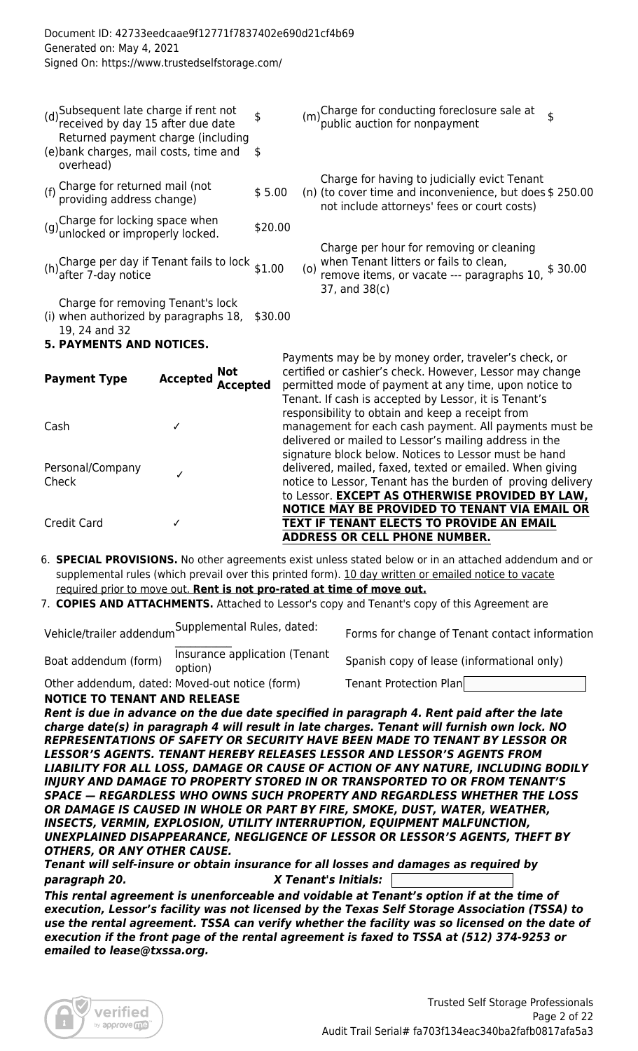| | | | | | |
|---|---|---|---|---|---|
| (d) | Subsequent late charge if rent not received by day 15 after due date | $ | (m) | Charge for conducting foreclosure sale at public auction for nonpayment | $ |
| (e) | Returned payment charge (including bank charges, mail costs, time and overhead) | $ | | | |
| (f) | Charge for returned mail (not providing address change) | $ 5.00 | (n) | Charge for having to judicially evict Tenant (to cover time and inconvenience, but does not include attorneys' fees or court costs) | $ 250.00 |
| (g) | Charge for locking space when unlocked or improperly locked. | $20.00 | | | |
| (h) | Charge per day if Tenant fails to lock after 7-day notice | $1.00 | (o) | Charge per hour for removing or cleaning when Tenant litters or fails to clean, remove items, or vacate --- paragraphs 10, 37, and 38(c) | $ 30.00 |
| (i) | Charge for removing Tenant's lock when authorized by paragraphs 18, 19, 24 and 32 | $30.00 | | | |

**5. PAYMENTS AND NOTICES.**

| Payment Type | Accepted | Not Accepted |
|---|---|---|
| Cash | ✓ | |
| Personal/Company Check | ✓ | |
| Credit Card | ✓ | |

Payments may be by money order, traveler's check, or certified or cashier's check. However, Lessor may change permitted mode of payment at any time, upon notice to Tenant. If cash is accepted by Lessor, it is Tenant's responsibility to obtain and keep a receipt from management for each cash payment. All payments must be delivered or mailed to Lessor's mailing address in the signature block below. Notices to Lessor must be hand delivered, mailed, faxed, texted or emailed. When giving notice to Lessor, Tenant has the burden of proving delivery to Lessor. **EXCEPT AS OTHERWISE PROVIDED BY LAW, NOTICE MAY BE PROVIDED TO TENANT VIA EMAIL OR TEXT IF TENANT ELECTS TO PROVIDE AN EMAIL ADDRESS OR CELL PHONE NUMBER.**

6. **SPECIAL PROVISIONS.** No other agreements exist unless stated below or in an attached addendum and or supplemental rules (which prevail over this printed form). 10 day written or emailed notice to vacate required prior to move out. **Rent is not pro-rated at time of move out.**
7. **COPIES AND ATTACHMENTS.** Attached to Lessor's copy and Tenant's copy of this Agreement are

| | | |
|---|---|---|
| Vehicle/trailer addendum | Supplemental Rules, dated: ________ | Forms for change of Tenant contact information |
| Boat addendum (form) | Insurance application (Tenant option) | Spanish copy of lease (informational only) |
| Other addendum, dated: Moved-out notice (form) | | Tenant Protection Plan |

**NOTICE TO TENANT AND RELEASE**

***Rent is due in advance on the due date specified in paragraph 4. Rent paid after the late charge date(s) in paragraph 4 will result in late charges. Tenant will furnish own lock. NO REPRESENTATIONS OF SAFETY OR SECURITY HAVE BEEN MADE TO TENANT BY LESSOR OR LESSOR'S AGENTS. TENANT HEREBY RELEASES LESSOR AND LESSOR'S AGENTS FROM LIABILITY FOR ALL LOSS, DAMAGE OR CAUSE OF ACTION OF ANY NATURE, INCLUDING BODILY INJURY AND DAMAGE TO PROPERTY STORED IN OR TRANSPORTED TO OR FROM TENANT'S SPACE — REGARDLESS WHO OWNS SUCH PROPERTY AND REGARDLESS WHETHER THE LOSS OR DAMAGE IS CAUSED IN WHOLE OR PART BY FIRE, SMOKE, DUST, WATER, WEATHER, INSECTS, VERMIN, EXPLOSION, UTILITY INTERRUPTION, EQUIPMENT MALFUNCTION, UNEXPLAINED DISAPPEARANCE, NEGLIGENCE OF LESSOR OR LESSOR'S AGENTS, THEFT BY OTHERS, OR ANY OTHER CAUSE.***

***Tenant will self-insure or obtain insurance for all losses and damages as required by paragraph 20.*** ***X Tenant's Initials:***

***This rental agreement is unenforceable and voidable at Tenant's option if at the time of execution, Lessor's facility was not licensed by the Texas Self Storage Association (TSSA) to use the rental agreement. TSSA can verify whether the facility was so licensed on the date of execution if the front page of the rental agreement is faxed to TSSA at (512) 374-9253 or emailed to lease@txssa.org.***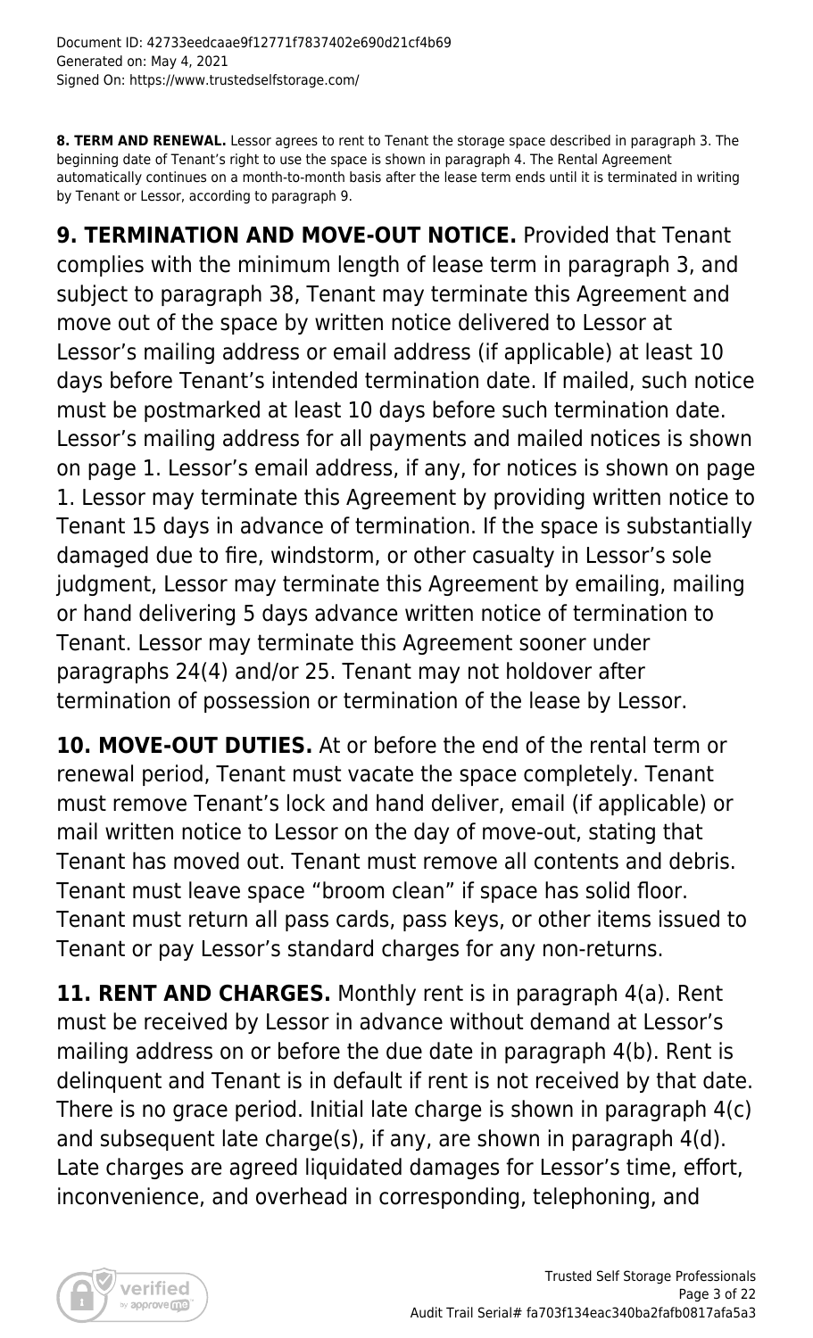**8. TERM AND RENEWAL.** Lessor agrees to rent to Tenant the storage space described in paragraph 3. The beginning date of Tenant's right to use the space is shown in paragraph 4. The Rental Agreement automatically continues on a month-to-month basis after the lease term ends until it is terminated in writing by Tenant or Lessor, according to paragraph 9.

**9. TERMINATION AND MOVE-OUT NOTICE.** Provided that Tenant complies with the minimum length of lease term in paragraph 3, and subject to paragraph 38, Tenant may terminate this Agreement and move out of the space by written notice delivered to Lessor at Lessor's mailing address or email address (if applicable) at least 10 days before Tenant's intended termination date. If mailed, such notice must be postmarked at least 10 days before such termination date. Lessor's mailing address for all payments and mailed notices is shown on page 1. Lessor's email address, if any, for notices is shown on page 1. Lessor may terminate this Agreement by providing written notice to Tenant 15 days in advance of termination. If the space is substantially damaged due to fire, windstorm, or other casualty in Lessor's sole judgment, Lessor may terminate this Agreement by emailing, mailing or hand delivering 5 days advance written notice of termination to Tenant. Lessor may terminate this Agreement sooner under paragraphs 24(4) and/or 25. Tenant may not holdover after termination of possession or termination of the lease by Lessor.

**10. MOVE-OUT DUTIES.** At or before the end of the rental term or renewal period, Tenant must vacate the space completely. Tenant must remove Tenant's lock and hand deliver, email (if applicable) or mail written notice to Lessor on the day of move-out, stating that Tenant has moved out. Tenant must remove all contents and debris. Tenant must leave space "broom clean" if space has solid floor. Tenant must return all pass cards, pass keys, or other items issued to Tenant or pay Lessor's standard charges for any non-returns.

**11. RENT AND CHARGES.** Monthly rent is in paragraph 4(a). Rent must be received by Lessor in advance without demand at Lessor's mailing address on or before the due date in paragraph 4(b). Rent is delinquent and Tenant is in default if rent is not received by that date. There is no grace period. Initial late charge is shown in paragraph 4(c) and subsequent late charge(s), if any, are shown in paragraph 4(d). Late charges are agreed liquidated damages for Lessor's time, effort, inconvenience, and overhead in corresponding, telephoning, and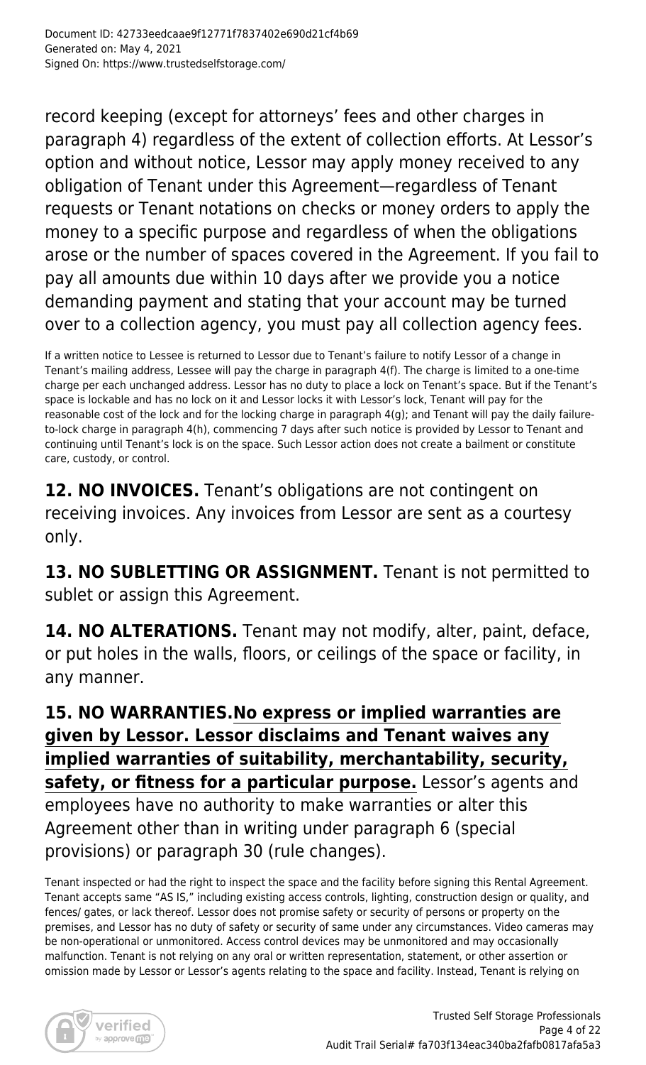record keeping (except for attorneys' fees and other charges in paragraph 4) regardless of the extent of collection efforts. At Lessor's option and without notice, Lessor may apply money received to any obligation of Tenant under this Agreement—regardless of Tenant requests or Tenant notations on checks or money orders to apply the money to a specific purpose and regardless of when the obligations arose or the number of spaces covered in the Agreement. If you fail to pay all amounts due within 10 days after we provide you a notice demanding payment and stating that your account may be turned over to a collection agency, you must pay all collection agency fees.

If a written notice to Lessee is returned to Lessor due to Tenant's failure to notify Lessor of a change in Tenant's mailing address, Lessee will pay the charge in paragraph 4(f). The charge is limited to a one-time charge per each unchanged address. Lessor has no duty to place a lock on Tenant's space. But if the Tenant's space is lockable and has no lock on it and Lessor locks it with Lessor's lock, Tenant will pay for the reasonable cost of the lock and for the locking charge in paragraph 4(g); and Tenant will pay the daily failure-to-lock charge in paragraph 4(h), commencing 7 days after such notice is provided by Lessor to Tenant and continuing until Tenant's lock is on the space. Such Lessor action does not create a bailment or constitute care, custody, or control.

**12. NO INVOICES.** Tenant's obligations are not contingent on receiving invoices. Any invoices from Lessor are sent as a courtesy only.

**13. NO SUBLETTING OR ASSIGNMENT.** Tenant is not permitted to sublet or assign this Agreement.

**14. NO ALTERATIONS.** Tenant may not modify, alter, paint, deface, or put holes in the walls, floors, or ceilings of the space or facility, in any manner.

**15. NO WARRANTIES.** **No express or implied warranties are given by Lessor. Lessor disclaims and Tenant waives any implied warranties of suitability, merchantability, security, safety, or fitness for a particular purpose.** Lessor's agents and employees have no authority to make warranties or alter this Agreement other than in writing under paragraph 6 (special provisions) or paragraph 30 (rule changes).

Tenant inspected or had the right to inspect the space and the facility before signing this Rental Agreement. Tenant accepts same "AS IS," including existing access controls, lighting, construction design or quality, and fences/ gates, or lack thereof. Lessor does not promise safety or security of persons or property on the premises, and Lessor has no duty of safety or security of same under any circumstances. Video cameras may be non-operational or unmonitored. Access control devices may be unmonitored and may occasionally malfunction. Tenant is not relying on any oral or written representation, statement, or other assertion or omission made by Lessor or Lessor's agents relating to the space and facility. Instead, Tenant is relying on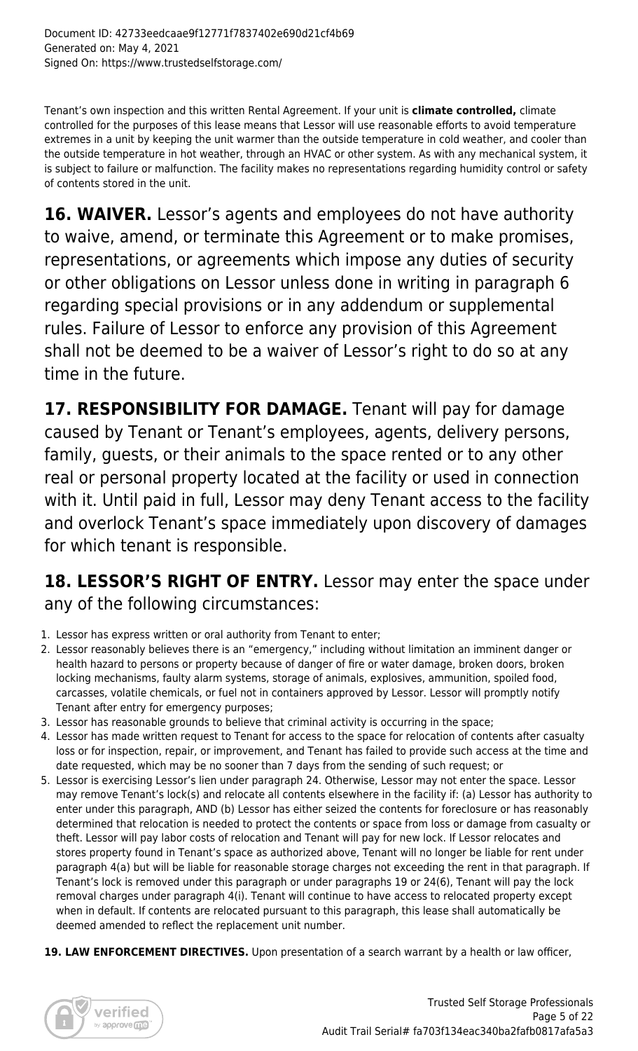Tenant's own inspection and this written Rental Agreement. If your unit is **climate controlled,** climate controlled for the purposes of this lease means that Lessor will use reasonable efforts to avoid temperature extremes in a unit by keeping the unit warmer than the outside temperature in cold weather, and cooler than the outside temperature in hot weather, through an HVAC or other system. As with any mechanical system, it is subject to failure or malfunction. The facility makes no representations regarding humidity control or safety of contents stored in the unit.

**16. WAIVER.** Lessor's agents and employees do not have authority to waive, amend, or terminate this Agreement or to make promises, representations, or agreements which impose any duties of security or other obligations on Lessor unless done in writing in paragraph 6 regarding special provisions or in any addendum or supplemental rules. Failure of Lessor to enforce any provision of this Agreement shall not be deemed to be a waiver of Lessor's right to do so at any time in the future.

**17. RESPONSIBILITY FOR DAMAGE.** Tenant will pay for damage caused by Tenant or Tenant's employees, agents, delivery persons, family, guests, or their animals to the space rented or to any other real or personal property located at the facility or used in connection with it. Until paid in full, Lessor may deny Tenant access to the facility and overlock Tenant's space immediately upon discovery of damages for which tenant is responsible.

**18. LESSOR'S RIGHT OF ENTRY.** Lessor may enter the space under any of the following circumstances:

1. Lessor has express written or oral authority from Tenant to enter;
2. Lessor reasonably believes there is an "emergency," including without limitation an imminent danger or health hazard to persons or property because of danger of fire or water damage, broken doors, broken locking mechanisms, faulty alarm systems, storage of animals, explosives, ammunition, spoiled food, carcasses, volatile chemicals, or fuel not in containers approved by Lessor. Lessor will promptly notify Tenant after entry for emergency purposes;
3. Lessor has reasonable grounds to believe that criminal activity is occurring in the space;
4. Lessor has made written request to Tenant for access to the space for relocation of contents after casualty loss or for inspection, repair, or improvement, and Tenant has failed to provide such access at the time and date requested, which may be no sooner than 7 days from the sending of such request; or
5. Lessor is exercising Lessor's lien under paragraph 24. Otherwise, Lessor may not enter the space. Lessor may remove Tenant's lock(s) and relocate all contents elsewhere in the facility if: (a) Lessor has authority to enter under this paragraph, AND (b) Lessor has either seized the contents for foreclosure or has reasonably determined that relocation is needed to protect the contents or space from loss or damage from casualty or theft. Lessor will pay labor costs of relocation and Tenant will pay for new lock. If Lessor relocates and stores property found in Tenant's space as authorized above, Tenant will no longer be liable for rent under paragraph 4(a) but will be liable for reasonable storage charges not exceeding the rent in that paragraph. If Tenant's lock is removed under this paragraph or under paragraphs 19 or 24(6), Tenant will pay the lock removal charges under paragraph 4(i). Tenant will continue to have access to relocated property except when in default. If contents are relocated pursuant to this paragraph, this lease shall automatically be deemed amended to reflect the replacement unit number.

**19. LAW ENFORCEMENT DIRECTIVES.** Upon presentation of a search warrant by a health or law officer,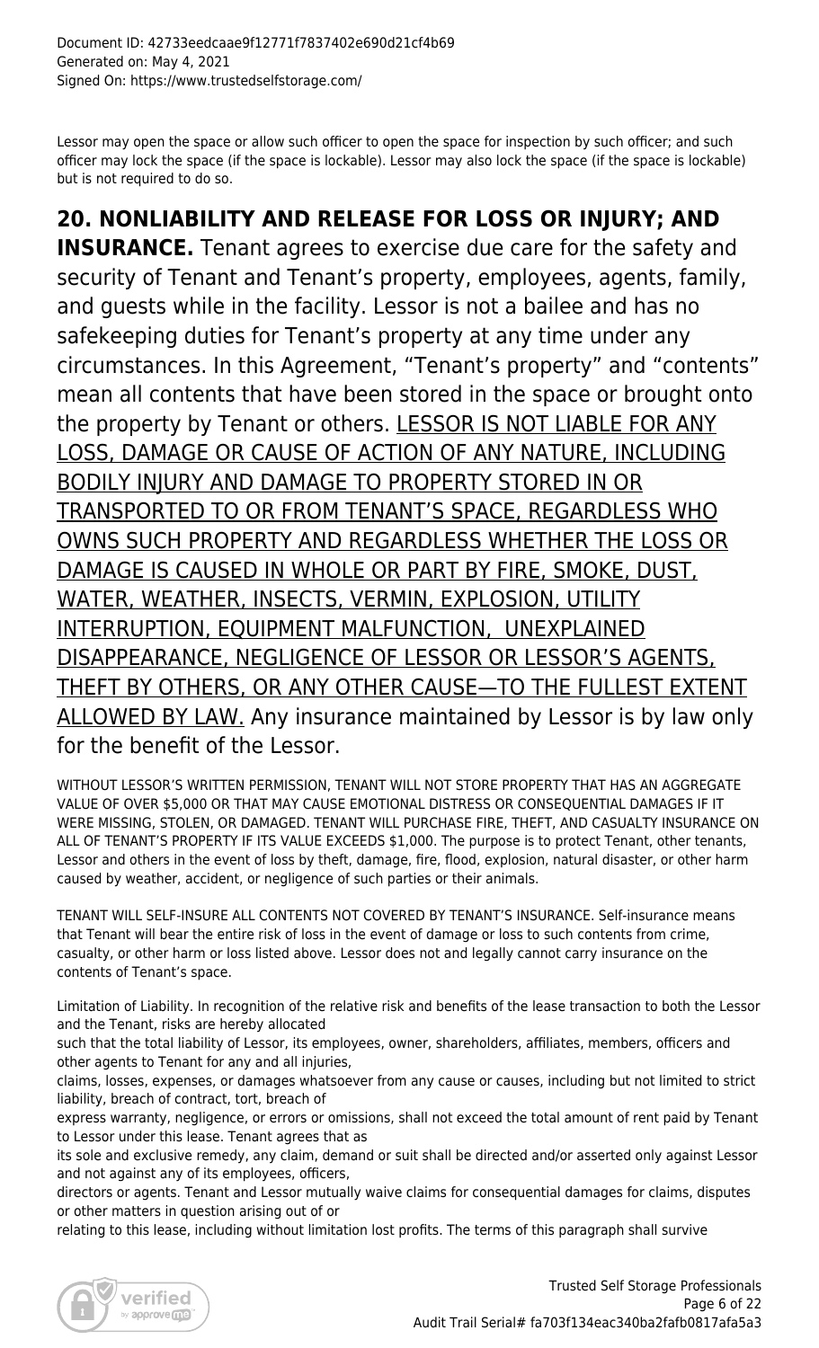Lessor may open the space or allow such officer to open the space for inspection by such officer; and such officer may lock the space (if the space is lockable). Lessor may also lock the space (if the space is lockable) but is not required to do so.

**20. NONLIABILITY AND RELEASE FOR LOSS OR INJURY; AND INSURANCE.** Tenant agrees to exercise due care for the safety and security of Tenant and Tenant's property, employees, agents, family, and guests while in the facility. Lessor is not a bailee and has no safekeeping duties for Tenant's property at any time under any circumstances. In this Agreement, "Tenant's property" and "contents" mean all contents that have been stored in the space or brought onto the property by Tenant or others. <u>LESSOR IS NOT LIABLE FOR ANY LOSS, DAMAGE OR CAUSE OF ACTION OF ANY NATURE, INCLUDING BODILY INJURY AND DAMAGE TO PROPERTY STORED IN OR TRANSPORTED TO OR FROM TENANT'S SPACE, REGARDLESS WHO OWNS SUCH PROPERTY AND REGARDLESS WHETHER THE LOSS OR DAMAGE IS CAUSED IN WHOLE OR PART BY FIRE, SMOKE, DUST, WATER, WEATHER, INSECTS, VERMIN, EXPLOSION, UTILITY INTERRUPTION, EQUIPMENT MALFUNCTION, UNEXPLAINED DISAPPEARANCE, NEGLIGENCE OF LESSOR OR LESSOR'S AGENTS, THEFT BY OTHERS, OR ANY OTHER CAUSE—TO THE FULLEST EXTENT ALLOWED BY LAW.</u> Any insurance maintained by Lessor is by law only for the benefit of the Lessor.

WITHOUT LESSOR'S WRITTEN PERMISSION, TENANT WILL NOT STORE PROPERTY THAT HAS AN AGGREGATE VALUE OF OVER $5,000 OR THAT MAY CAUSE EMOTIONAL DISTRESS OR CONSEQUENTIAL DAMAGES IF IT WERE MISSING, STOLEN, OR DAMAGED. TENANT WILL PURCHASE FIRE, THEFT, AND CASUALTY INSURANCE ON ALL OF TENANT'S PROPERTY IF ITS VALUE EXCEEDS $1,000. The purpose is to protect Tenant, other tenants, Lessor and others in the event of loss by theft, damage, fire, flood, explosion, natural disaster, or other harm caused by weather, accident, or negligence of such parties or their animals.

TENANT WILL SELF-INSURE ALL CONTENTS NOT COVERED BY TENANT'S INSURANCE. Self-insurance means that Tenant will bear the entire risk of loss in the event of damage or loss to such contents from crime, casualty, or other harm or loss listed above. Lessor does not and legally cannot carry insurance on the contents of Tenant's space.

Limitation of Liability. In recognition of the relative risk and benefits of the lease transaction to both the Lessor and the Tenant, risks are hereby allocated such that the total liability of Lessor, its employees, owner, shareholders, affiliates, members, officers and other agents to Tenant for any and all injuries, claims, losses, expenses, or damages whatsoever from any cause or causes, including but not limited to strict liability, breach of contract, tort, breach of express warranty, negligence, or errors or omissions, shall not exceed the total amount of rent paid by Tenant to Lessor under this lease. Tenant agrees that as its sole and exclusive remedy, any claim, demand or suit shall be directed and/or asserted only against Lessor and not against any of its employees, officers, directors or agents. Tenant and Lessor mutually waive claims for consequential damages for claims, disputes or other matters in question arising out of or relating to this lease, including without limitation lost profits. The terms of this paragraph shall survive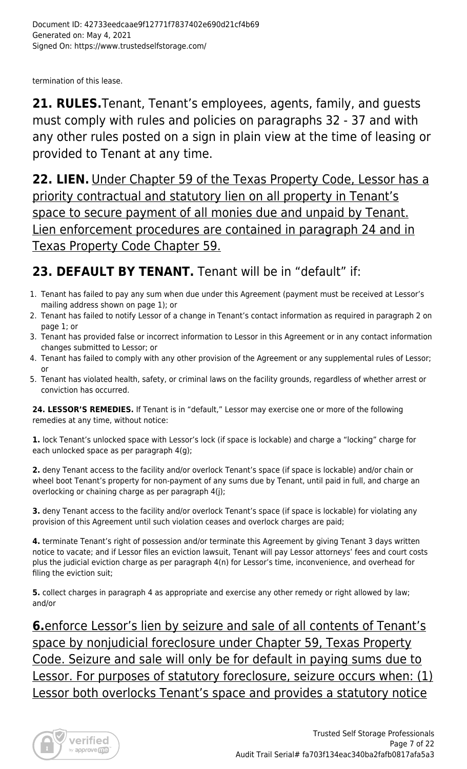termination of this lease.

**21. RULES.** Tenant, Tenant's employees, agents, family, and guests must comply with rules and policies on paragraphs 32 - 37 and with any other rules posted on a sign in plain view at the time of leasing or provided to Tenant at any time.

**22. LIEN.** <u>Under Chapter 59 of the Texas Property Code, Lessor has a priority contractual and statutory lien on all property in Tenant's space to secure payment of all monies due and unpaid by Tenant. Lien enforcement procedures are contained in paragraph 24 and in Texas Property Code Chapter 59.</u>

## 23. DEFAULT BY TENANT. Tenant will be in "default" if:

1. Tenant has failed to pay any sum when due under this Agreement (payment must be received at Lessor's mailing address shown on page 1); or
2. Tenant has failed to notify Lessor of a change in Tenant's contact information as required in paragraph 2 on page 1; or
3. Tenant has provided false or incorrect information to Lessor in this Agreement or in any contact information changes submitted to Lessor; or
4. Tenant has failed to comply with any other provision of the Agreement or any supplemental rules of Lessor; or
5. Tenant has violated health, safety, or criminal laws on the facility grounds, regardless of whether arrest or conviction has occurred.

**24. LESSOR'S REMEDIES.** If Tenant is in "default," Lessor may exercise one or more of the following remedies at any time, without notice:

**1.** lock Tenant's unlocked space with Lessor's lock (if space is lockable) and charge a "locking" charge for each unlocked space as per paragraph 4(g);

**2.** deny Tenant access to the facility and/or overlock Tenant's space (if space is lockable) and/or chain or wheel boot Tenant's property for non-payment of any sums due by Tenant, until paid in full, and charge an overlocking or chaining charge as per paragraph 4(j);

**3.** deny Tenant access to the facility and/or overlock Tenant's space (if space is lockable) for violating any provision of this Agreement until such violation ceases and overlock charges are paid;

**4.** terminate Tenant's right of possession and/or terminate this Agreement by giving Tenant 3 days written notice to vacate; and if Lessor files an eviction lawsuit, Tenant will pay Lessor attorneys' fees and court costs plus the judicial eviction charge as per paragraph 4(n) for Lessor's time, inconvenience, and overhead for filing the eviction suit;

**5.** collect charges in paragraph 4 as appropriate and exercise any other remedy or right allowed by law; and/or

**6.** <u>enforce Lessor's lien by seizure and sale of all contents of Tenant's space by nonjudicial foreclosure under Chapter 59, Texas Property Code. Seizure and sale will only be for default in paying sums due to Lessor. For purposes of statutory foreclosure, seizure occurs when: (1) Lessor both overlocks Tenant's space and provides a statutory notice</u>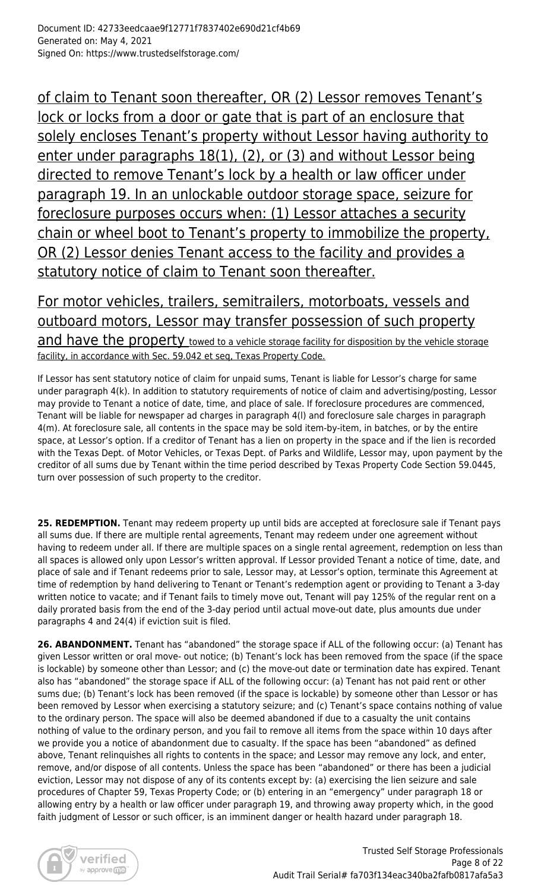of claim to Tenant soon thereafter, OR (2) Lessor removes Tenant's lock or locks from a door or gate that is part of an enclosure that solely encloses Tenant's property without Lessor having authority to enter under paragraphs 18(1), (2), or (3) and without Lessor being directed to remove Tenant's lock by a health or law officer under paragraph 19. In an unlockable outdoor storage space, seizure for foreclosure purposes occurs when: (1) Lessor attaches a security chain or wheel boot to Tenant's property to immobilize the property, OR (2) Lessor denies Tenant access to the facility and provides a statutory notice of claim to Tenant soon thereafter.

For motor vehicles, trailers, semitrailers, motorboats, vessels and outboard motors, Lessor may transfer possession of such property and have the property towed to a vehicle storage facility for disposition by the vehicle storage facility, in accordance with Sec. 59.042 et seq, Texas Property Code.

If Lessor has sent statutory notice of claim for unpaid sums, Tenant is liable for Lessor's charge for same under paragraph 4(k). In addition to statutory requirements of notice of claim and advertising/posting, Lessor may provide to Tenant a notice of date, time, and place of sale. If foreclosure procedures are commenced, Tenant will be liable for newspaper ad charges in paragraph 4(l) and foreclosure sale charges in paragraph 4(m). At foreclosure sale, all contents in the space may be sold item-by-item, in batches, or by the entire space, at Lessor's option. If a creditor of Tenant has a lien on property in the space and if the lien is recorded with the Texas Dept. of Motor Vehicles, or Texas Dept. of Parks and Wildlife, Lessor may, upon payment by the creditor of all sums due by Tenant within the time period described by Texas Property Code Section 59.0445, turn over possession of such property to the creditor.

**25. REDEMPTION.** Tenant may redeem property up until bids are accepted at foreclosure sale if Tenant pays all sums due. If there are multiple rental agreements, Tenant may redeem under one agreement without having to redeem under all. If there are multiple spaces on a single rental agreement, redemption on less than all spaces is allowed only upon Lessor's written approval. If Lessor provided Tenant a notice of time, date, and place of sale and if Tenant redeems prior to sale, Lessor may, at Lessor's option, terminate this Agreement at time of redemption by hand delivering to Tenant or Tenant's redemption agent or providing to Tenant a 3-day written notice to vacate; and if Tenant fails to timely move out, Tenant will pay 125% of the regular rent on a daily prorated basis from the end of the 3-day period until actual move-out date, plus amounts due under paragraphs 4 and 24(4) if eviction suit is filed.

**26. ABANDONMENT.** Tenant has "abandoned" the storage space if ALL of the following occur: (a) Tenant has given Lessor written or oral move- out notice; (b) Tenant's lock has been removed from the space (if the space is lockable) by someone other than Lessor; and (c) the move-out date or termination date has expired. Tenant also has "abandoned" the storage space if ALL of the following occur: (a) Tenant has not paid rent or other sums due; (b) Tenant's lock has been removed (if the space is lockable) by someone other than Lessor or has been removed by Lessor when exercising a statutory seizure; and (c) Tenant's space contains nothing of value to the ordinary person. The space will also be deemed abandoned if due to a casualty the unit contains nothing of value to the ordinary person, and you fail to remove all items from the space within 10 days after we provide you a notice of abandonment due to casualty. If the space has been "abandoned" as defined above, Tenant relinquishes all rights to contents in the space; and Lessor may remove any lock, and enter, remove, and/or dispose of all contents. Unless the space has been "abandoned" or there has been a judicial eviction, Lessor may not dispose of any of its contents except by: (a) exercising the lien seizure and sale procedures of Chapter 59, Texas Property Code; or (b) entering in an "emergency" under paragraph 18 or allowing entry by a health or law officer under paragraph 19, and throwing away property which, in the good faith judgment of Lessor or such officer, is an imminent danger or health hazard under paragraph 18.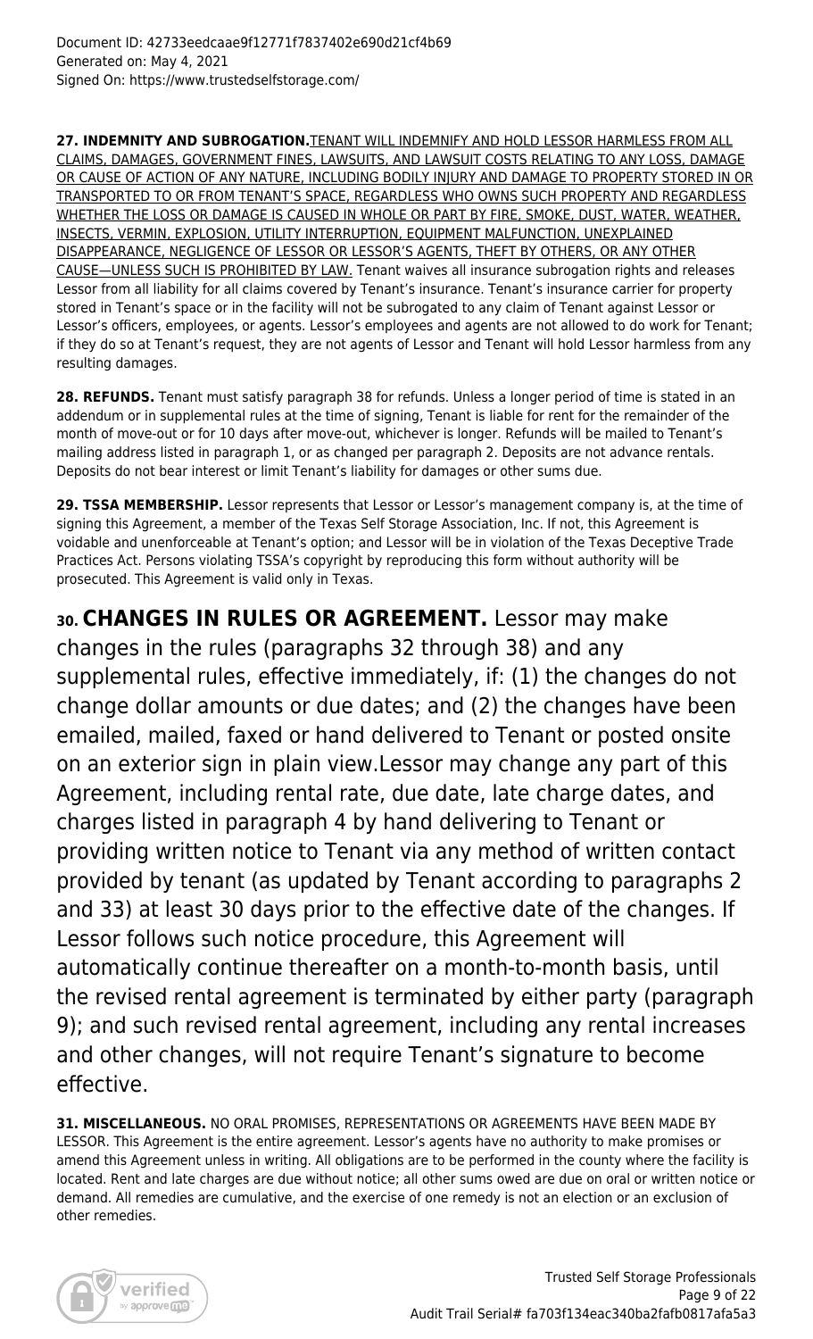**27. INDEMNITY AND SUBROGATION.** TENANT WILL INDEMNIFY AND HOLD LESSOR HARMLESS FROM ALL CLAIMS, DAMAGES, GOVERNMENT FINES, LAWSUITS, AND LAWSUIT COSTS RELATING TO ANY LOSS, DAMAGE OR CAUSE OF ACTION OF ANY NATURE, INCLUDING BODILY INJURY AND DAMAGE TO PROPERTY STORED IN OR TRANSPORTED TO OR FROM TENANT'S SPACE, REGARDLESS WHO OWNS SUCH PROPERTY AND REGARDLESS WHETHER THE LOSS OR DAMAGE IS CAUSED IN WHOLE OR PART BY FIRE, SMOKE, DUST, WATER, WEATHER, INSECTS, VERMIN, EXPLOSION, UTILITY INTERRUPTION, EQUIPMENT MALFUNCTION, UNEXPLAINED DISAPPEARANCE, NEGLIGENCE OF LESSOR OR LESSOR'S AGENTS, THEFT BY OTHERS, OR ANY OTHER CAUSE—UNLESS SUCH IS PROHIBITED BY LAW. Tenant waives all insurance subrogation rights and releases Lessor from all liability for all claims covered by Tenant's insurance. Tenant's insurance carrier for property stored in Tenant's space or in the facility will not be subrogated to any claim of Tenant against Lessor or Lessor's officers, employees, or agents. Lessor's employees and agents are not allowed to do work for Tenant; if they do so at Tenant's request, they are not agents of Lessor and Tenant will hold Lessor harmless from any resulting damages.

**28. REFUNDS.** Tenant must satisfy paragraph 38 for refunds. Unless a longer period of time is stated in an addendum or in supplemental rules at the time of signing, Tenant is liable for rent for the remainder of the month of move-out or for 10 days after move-out, whichever is longer. Refunds will be mailed to Tenant's mailing address listed in paragraph 1, or as changed per paragraph 2. Deposits are not advance rentals. Deposits do not bear interest or limit Tenant's liability for damages or other sums due.

**29. TSSA MEMBERSHIP.** Lessor represents that Lessor or Lessor's management company is, at the time of signing this Agreement, a member of the Texas Self Storage Association, Inc. If not, this Agreement is voidable and unenforceable at Tenant's option; and Lessor will be in violation of the Texas Deceptive Trade Practices Act. Persons violating TSSA's copyright by reproducing this form without authority will be prosecuted. This Agreement is valid only in Texas.

**30. CHANGES IN RULES OR AGREEMENT.** Lessor may make changes in the rules (paragraphs 32 through 38) and any supplemental rules, effective immediately, if: (1) the changes do not change dollar amounts or due dates; and (2) the changes have been emailed, mailed, faxed or hand delivered to Tenant or posted onsite on an exterior sign in plain view.Lessor may change any part of this Agreement, including rental rate, due date, late charge dates, and charges listed in paragraph 4 by hand delivering to Tenant or providing written notice to Tenant via any method of written contact provided by tenant (as updated by Tenant according to paragraphs 2 and 33) at least 30 days prior to the effective date of the changes. If Lessor follows such notice procedure, this Agreement will automatically continue thereafter on a month-to-month basis, until the revised rental agreement is terminated by either party (paragraph 9); and such revised rental agreement, including any rental increases and other changes, will not require Tenant's signature to become effective.

**31. MISCELLANEOUS.** NO ORAL PROMISES, REPRESENTATIONS OR AGREEMENTS HAVE BEEN MADE BY LESSOR. This Agreement is the entire agreement. Lessor's agents have no authority to make promises or amend this Agreement unless in writing. All obligations are to be performed in the county where the facility is located. Rent and late charges are due without notice; all other sums owed are due on oral or written notice or demand. All remedies are cumulative, and the exercise of one remedy is not an election or an exclusion of other remedies.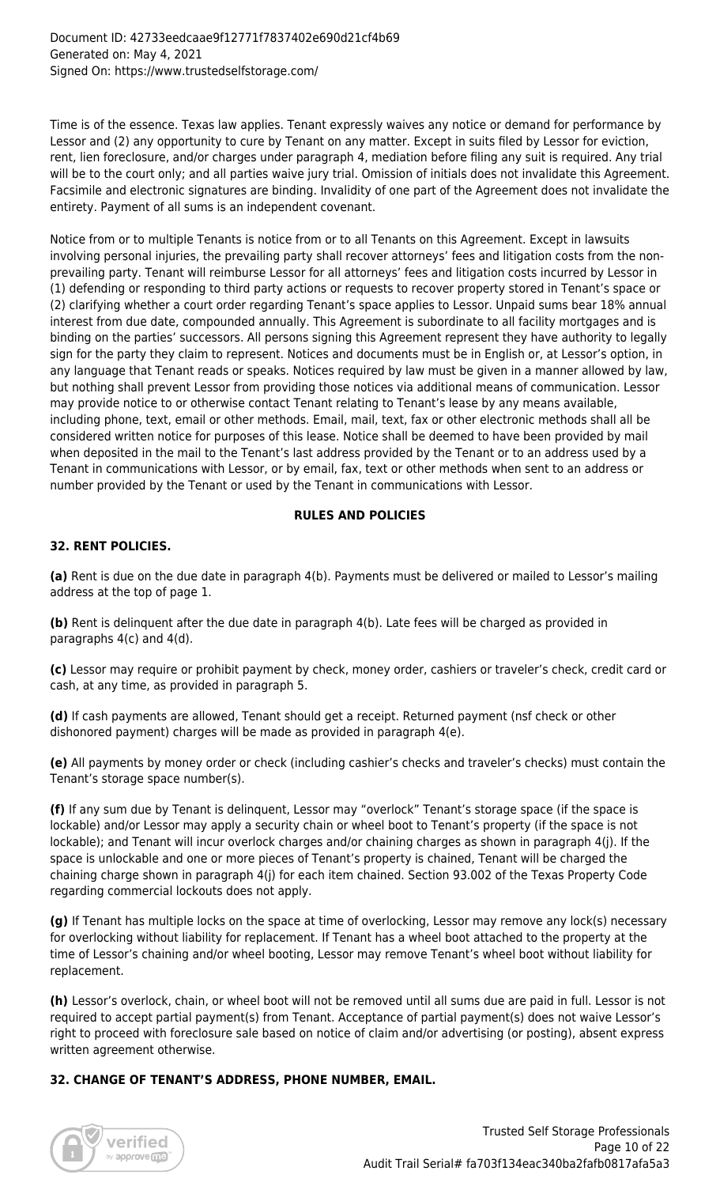Time is of the essence. Texas law applies. Tenant expressly waives any notice or demand for performance by Lessor and (2) any opportunity to cure by Tenant on any matter. Except in suits filed by Lessor for eviction, rent, lien foreclosure, and/or charges under paragraph 4, mediation before filing any suit is required. Any trial will be to the court only; and all parties waive jury trial. Omission of initials does not invalidate this Agreement. Facsimile and electronic signatures are binding. Invalidity of one part of the Agreement does not invalidate the entirety. Payment of all sums is an independent covenant.

Notice from or to multiple Tenants is notice from or to all Tenants on this Agreement. Except in lawsuits involving personal injuries, the prevailing party shall recover attorneys' fees and litigation costs from the non-prevailing party. Tenant will reimburse Lessor for all attorneys' fees and litigation costs incurred by Lessor in (1) defending or responding to third party actions or requests to recover property stored in Tenant's space or (2) clarifying whether a court order regarding Tenant's space applies to Lessor. Unpaid sums bear 18% annual interest from due date, compounded annually. This Agreement is subordinate to all facility mortgages and is binding on the parties' successors. All persons signing this Agreement represent they have authority to legally sign for the party they claim to represent. Notices and documents must be in English or, at Lessor's option, in any language that Tenant reads or speaks. Notices required by law must be given in a manner allowed by law, but nothing shall prevent Lessor from providing those notices via additional means of communication. Lessor may provide notice to or otherwise contact Tenant relating to Tenant's lease by any means available, including phone, text, email or other methods. Email, mail, text, fax or other electronic methods shall all be considered written notice for purposes of this lease. Notice shall be deemed to have been provided by mail when deposited in the mail to the Tenant's last address provided by the Tenant or to an address used by a Tenant in communications with Lessor, or by email, fax, text or other methods when sent to an address or number provided by the Tenant or used by the Tenant in communications with Lessor.

## RULES AND POLICIES

### 32. RENT POLICIES.

**(a)** Rent is due on the due date in paragraph 4(b). Payments must be delivered or mailed to Lessor's mailing address at the top of page 1.

**(b)** Rent is delinquent after the due date in paragraph 4(b). Late fees will be charged as provided in paragraphs 4(c) and 4(d).

**(c)** Lessor may require or prohibit payment by check, money order, cashiers or traveler's check, credit card or cash, at any time, as provided in paragraph 5.

**(d)** If cash payments are allowed, Tenant should get a receipt. Returned payment (nsf check or other dishonored payment) charges will be made as provided in paragraph 4(e).

**(e)** All payments by money order or check (including cashier's checks and traveler's checks) must contain the Tenant's storage space number(s).

**(f)** If any sum due by Tenant is delinquent, Lessor may "overlock" Tenant's storage space (if the space is lockable) and/or Lessor may apply a security chain or wheel boot to Tenant's property (if the space is not lockable); and Tenant will incur overlock charges and/or chaining charges as shown in paragraph 4(j). If the space is unlockable and one or more pieces of Tenant's property is chained, Tenant will be charged the chaining charge shown in paragraph 4(j) for each item chained. Section 93.002 of the Texas Property Code regarding commercial lockouts does not apply.

**(g)** If Tenant has multiple locks on the space at time of overlocking, Lessor may remove any lock(s) necessary for overlocking without liability for replacement. If Tenant has a wheel boot attached to the property at the time of Lessor's chaining and/or wheel booting, Lessor may remove Tenant's wheel boot without liability for replacement.

**(h)** Lessor's overlock, chain, or wheel boot will not be removed until all sums due are paid in full. Lessor is not required to accept partial payment(s) from Tenant. Acceptance of partial payment(s) does not waive Lessor's right to proceed with foreclosure sale based on notice of claim and/or advertising (or posting), absent express written agreement otherwise.

### 32. CHANGE OF TENANT'S ADDRESS, PHONE NUMBER, EMAIL.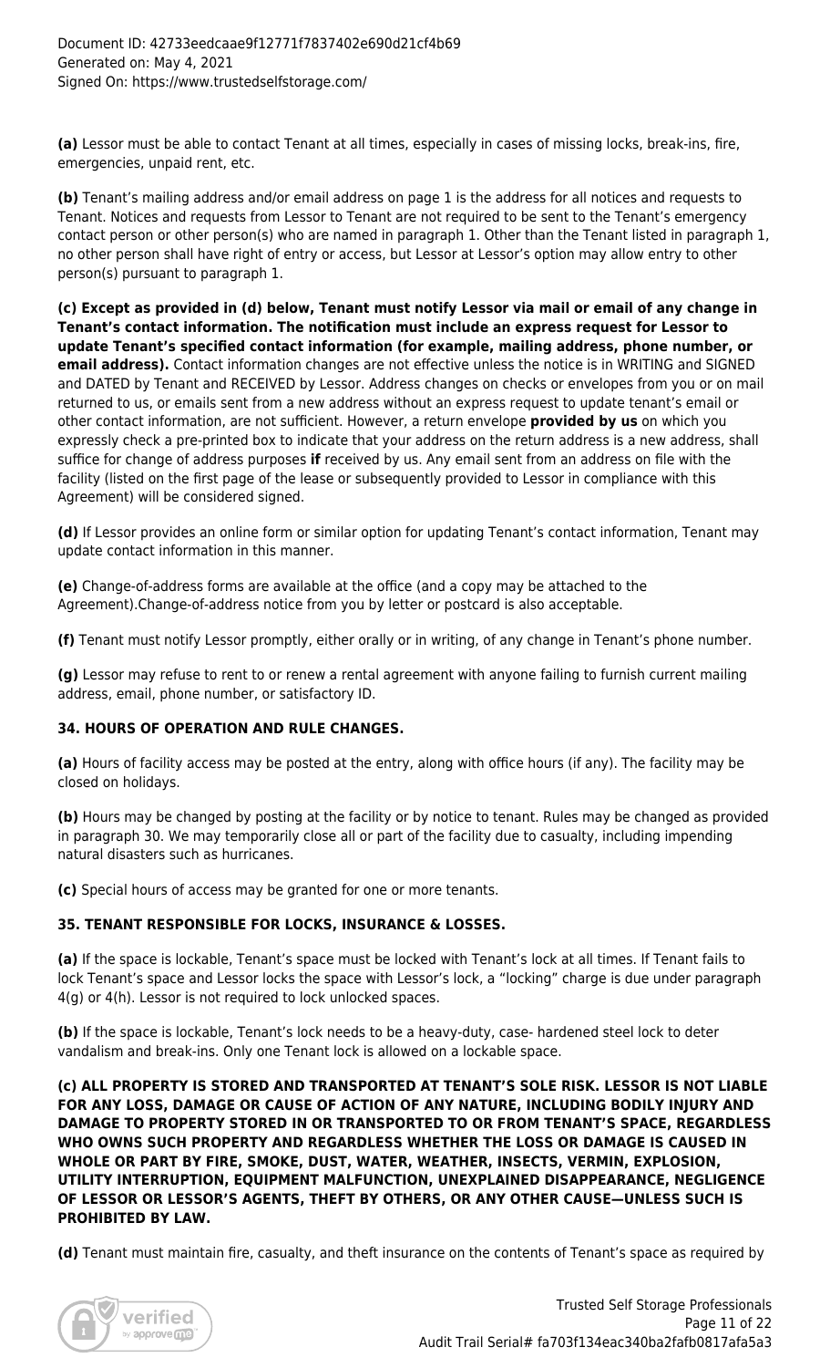**(a)** Lessor must be able to contact Tenant at all times, especially in cases of missing locks, break-ins, fire, emergencies, unpaid rent, etc.

**(b)** Tenant's mailing address and/or email address on page 1 is the address for all notices and requests to Tenant. Notices and requests from Lessor to Tenant are not required to be sent to the Tenant's emergency contact person or other person(s) who are named in paragraph 1. Other than the Tenant listed in paragraph 1, no other person shall have right of entry or access, but Lessor at Lessor's option may allow entry to other person(s) pursuant to paragraph 1.

**(c) Except as provided in (d) below, Tenant must notify Lessor via mail or email of any change in Tenant's contact information. The notification must include an express request for Lessor to update Tenant's specified contact information (for example, mailing address, phone number, or email address).** Contact information changes are not effective unless the notice is in WRITING and SIGNED and DATED by Tenant and RECEIVED by Lessor. Address changes on checks or envelopes from you or on mail returned to us, or emails sent from a new address without an express request to update tenant's email or other contact information, are not sufficient. However, a return envelope **provided by us** on which you expressly check a pre-printed box to indicate that your address on the return address is a new address, shall suffice for change of address purposes **if** received by us. Any email sent from an address on file with the facility (listed on the first page of the lease or subsequently provided to Lessor in compliance with this Agreement) will be considered signed.

**(d)** If Lessor provides an online form or similar option for updating Tenant's contact information, Tenant may update contact information in this manner.

**(e)** Change-of-address forms are available at the office (and a copy may be attached to the Agreement).Change-of-address notice from you by letter or postcard is also acceptable.

**(f)** Tenant must notify Lessor promptly, either orally or in writing, of any change in Tenant's phone number.

**(g)** Lessor may refuse to rent to or renew a rental agreement with anyone failing to furnish current mailing address, email, phone number, or satisfactory ID.

### 34. HOURS OF OPERATION AND RULE CHANGES.

**(a)** Hours of facility access may be posted at the entry, along with office hours (if any). The facility may be closed on holidays.

**(b)** Hours may be changed by posting at the facility or by notice to tenant. Rules may be changed as provided in paragraph 30. We may temporarily close all or part of the facility due to casualty, including impending natural disasters such as hurricanes.

**(c)** Special hours of access may be granted for one or more tenants.

### 35. TENANT RESPONSIBLE FOR LOCKS, INSURANCE & LOSSES.

**(a)** If the space is lockable, Tenant's space must be locked with Tenant's lock at all times. If Tenant fails to lock Tenant's space and Lessor locks the space with Lessor's lock, a "locking" charge is due under paragraph 4(g) or 4(h). Lessor is not required to lock unlocked spaces.

**(b)** If the space is lockable, Tenant's lock needs to be a heavy-duty, case- hardened steel lock to deter vandalism and break-ins. Only one Tenant lock is allowed on a lockable space.

**(c) ALL PROPERTY IS STORED AND TRANSPORTED AT TENANT'S SOLE RISK. LESSOR IS NOT LIABLE FOR ANY LOSS, DAMAGE OR CAUSE OF ACTION OF ANY NATURE, INCLUDING BODILY INJURY AND DAMAGE TO PROPERTY STORED IN OR TRANSPORTED TO OR FROM TENANT'S SPACE, REGARDLESS WHO OWNS SUCH PROPERTY AND REGARDLESS WHETHER THE LOSS OR DAMAGE IS CAUSED IN WHOLE OR PART BY FIRE, SMOKE, DUST, WATER, WEATHER, INSECTS, VERMIN, EXPLOSION, UTILITY INTERRUPTION, EQUIPMENT MALFUNCTION, UNEXPLAINED DISAPPEARANCE, NEGLIGENCE OF LESSOR OR LESSOR'S AGENTS, THEFT BY OTHERS, OR ANY OTHER CAUSE—UNLESS SUCH IS PROHIBITED BY LAW.**

**(d)** Tenant must maintain fire, casualty, and theft insurance on the contents of Tenant's space as required by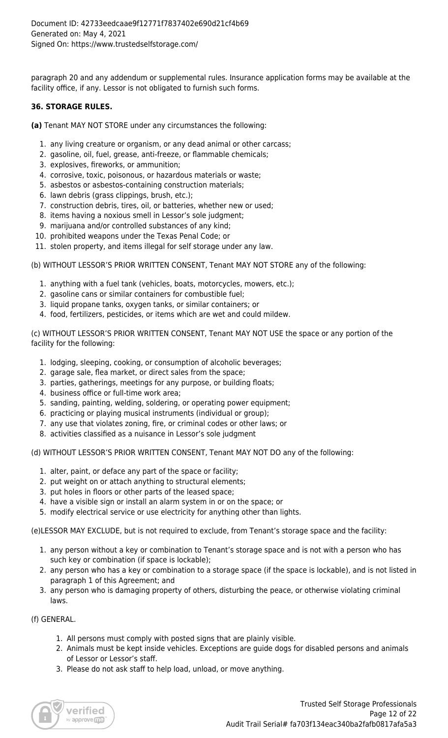paragraph 20 and any addendum or supplemental rules. Insurance application forms may be available at the facility office, if any. Lessor is not obligated to furnish such forms.

**36. STORAGE RULES.**

**(a)** Tenant MAY NOT STORE under any circumstances the following:

1. any living creature or organism, or any dead animal or other carcass;
2. gasoline, oil, fuel, grease, anti-freeze, or flammable chemicals;
3. explosives, fireworks, or ammunition;
4. corrosive, toxic, poisonous, or hazardous materials or waste;
5. asbestos or asbestos-containing construction materials;
6. lawn debris (grass clippings, brush, etc.);
7. construction debris, tires, oil, or batteries, whether new or used;
8. items having a noxious smell in Lessor's sole judgment;
9. marijuana and/or controlled substances of any kind;
10. prohibited weapons under the Texas Penal Code; or
11. stolen property, and items illegal for self storage under any law.

(b) WITHOUT LESSOR'S PRIOR WRITTEN CONSENT, Tenant MAY NOT STORE any of the following:

1. anything with a fuel tank (vehicles, boats, motorcycles, mowers, etc.);
2. gasoline cans or similar containers for combustible fuel;
3. liquid propane tanks, oxygen tanks, or similar containers; or
4. food, fertilizers, pesticides, or items which are wet and could mildew.

(c) WITHOUT LESSOR'S PRIOR WRITTEN CONSENT, Tenant MAY NOT USE the space or any portion of the facility for the following:

1. lodging, sleeping, cooking, or consumption of alcoholic beverages;
2. garage sale, flea market, or direct sales from the space;
3. parties, gatherings, meetings for any purpose, or building floats;
4. business office or full-time work area;
5. sanding, painting, welding, soldering, or operating power equipment;
6. practicing or playing musical instruments (individual or group);
7. any use that violates zoning, fire, or criminal codes or other laws; or
8. activities classified as a nuisance in Lessor's sole judgment

(d) WITHOUT LESSOR'S PRIOR WRITTEN CONSENT, Tenant MAY NOT DO any of the following:

1. alter, paint, or deface any part of the space or facility;
2. put weight on or attach anything to structural elements;
3. put holes in floors or other parts of the leased space;
4. have a visible sign or install an alarm system in or on the space; or
5. modify electrical service or use electricity for anything other than lights.

(e)LESSOR MAY EXCLUDE, but is not required to exclude, from Tenant's storage space and the facility:

1. any person without a key or combination to Tenant's storage space and is not with a person who has such key or combination (if space is lockable);
2. any person who has a key or combination to a storage space (if the space is lockable), and is not listed in paragraph 1 of this Agreement; and
3. any person who is damaging property of others, disturbing the peace, or otherwise violating criminal laws.

(f) GENERAL.

1. All persons must comply with posted signs that are plainly visible.
2. Animals must be kept inside vehicles. Exceptions are guide dogs for disabled persons and animals of Lessor or Lessor's staff.
3. Please do not ask staff to help load, unload, or move anything.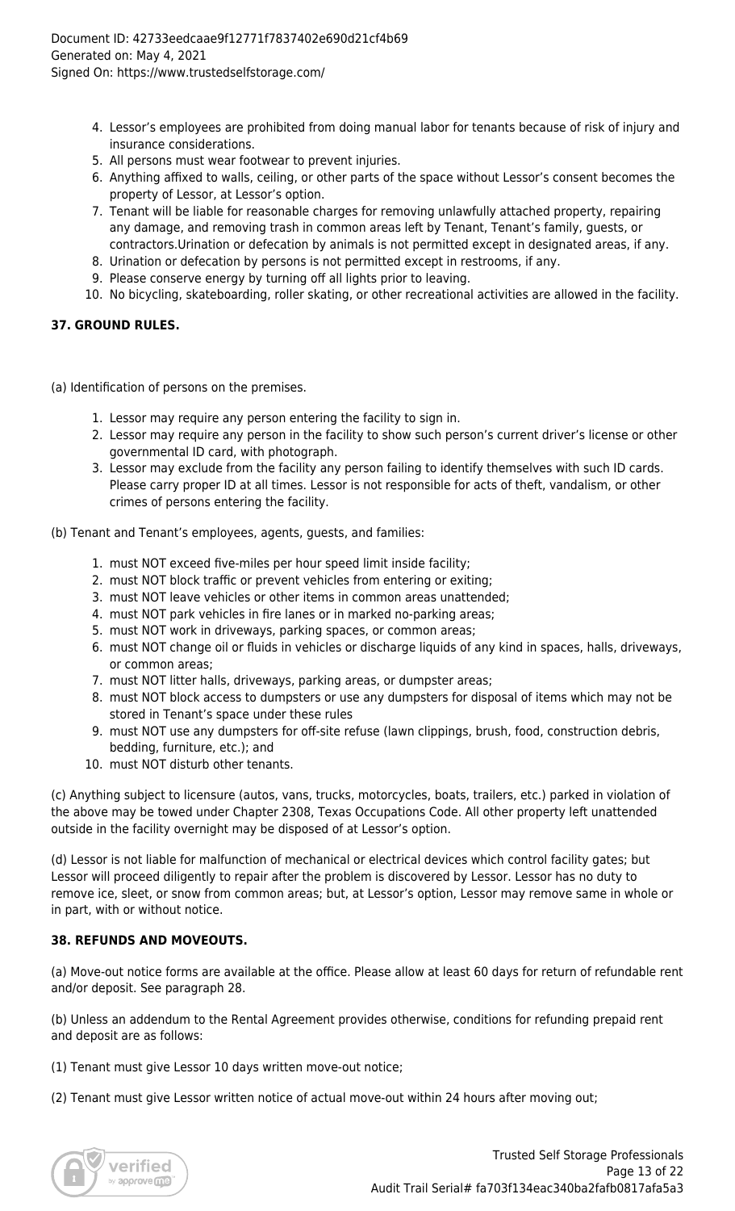4. Lessor's employees are prohibited from doing manual labor for tenants because of risk of injury and insurance considerations.
5. All persons must wear footwear to prevent injuries.
6. Anything affixed to walls, ceiling, or other parts of the space without Lessor's consent becomes the property of Lessor, at Lessor's option.
7. Tenant will be liable for reasonable charges for removing unlawfully attached property, repairing any damage, and removing trash in common areas left by Tenant, Tenant's family, guests, or contractors.Urination or defecation by animals is not permitted except in designated areas, if any.
8. Urination or defecation by persons is not permitted except in restrooms, if any.
9. Please conserve energy by turning off all lights prior to leaving.
10. No bicycling, skateboarding, roller skating, or other recreational activities are allowed in the facility.

**37. GROUND RULES.**

(a) Identification of persons on the premises.

1. Lessor may require any person entering the facility to sign in.
2. Lessor may require any person in the facility to show such person's current driver's license or other governmental ID card, with photograph.
3. Lessor may exclude from the facility any person failing to identify themselves with such ID cards. Please carry proper ID at all times. Lessor is not responsible for acts of theft, vandalism, or other crimes of persons entering the facility.

(b) Tenant and Tenant's employees, agents, guests, and families:

1. must NOT exceed five-miles per hour speed limit inside facility;
2. must NOT block traffic or prevent vehicles from entering or exiting;
3. must NOT leave vehicles or other items in common areas unattended;
4. must NOT park vehicles in fire lanes or in marked no-parking areas;
5. must NOT work in driveways, parking spaces, or common areas;
6. must NOT change oil or fluids in vehicles or discharge liquids of any kind in spaces, halls, driveways, or common areas;
7. must NOT litter halls, driveways, parking areas, or dumpster areas;
8. must NOT block access to dumpsters or use any dumpsters for disposal of items which may not be stored in Tenant's space under these rules
9. must NOT use any dumpsters for off-site refuse (lawn clippings, brush, food, construction debris, bedding, furniture, etc.); and
10. must NOT disturb other tenants.

(c) Anything subject to licensure (autos, vans, trucks, motorcycles, boats, trailers, etc.) parked in violation of the above may be towed under Chapter 2308, Texas Occupations Code. All other property left unattended outside in the facility overnight may be disposed of at Lessor's option.

(d) Lessor is not liable for malfunction of mechanical or electrical devices which control facility gates; but Lessor will proceed diligently to repair after the problem is discovered by Lessor. Lessor has no duty to remove ice, sleet, or snow from common areas; but, at Lessor's option, Lessor may remove same in whole or in part, with or without notice.

**38. REFUNDS AND MOVEOUTS.**

(a) Move-out notice forms are available at the office. Please allow at least 60 days for return of refundable rent and/or deposit. See paragraph 28.

(b) Unless an addendum to the Rental Agreement provides otherwise, conditions for refunding prepaid rent and deposit are as follows:

(1) Tenant must give Lessor 10 days written move-out notice;

(2) Tenant must give Lessor written notice of actual move-out within 24 hours after moving out;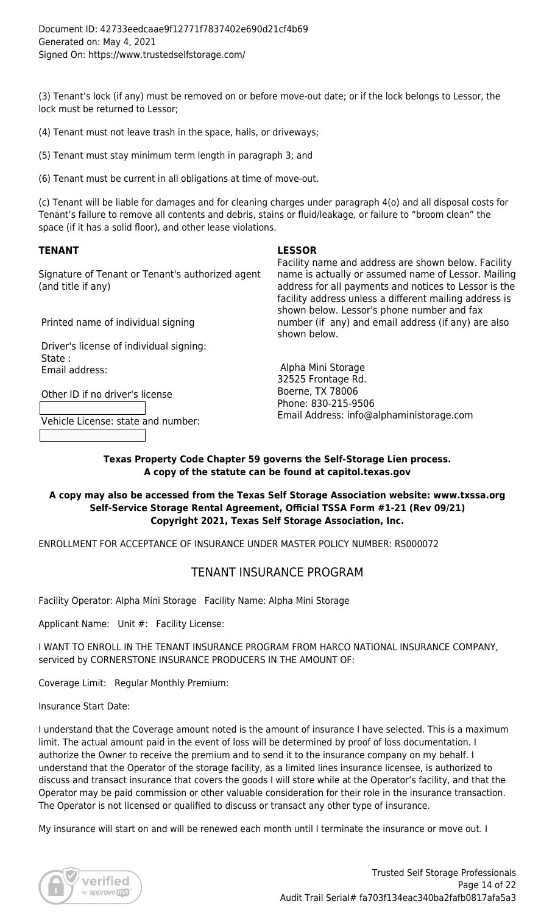Document ID: 42733eedcaae9f12771f7837402e690d21cf4b69
Generated on: May 4, 2021
Signed On: https://www.trustedselfstorage.com/

(3) Tenant's lock (if any) must be removed on or before move-out date; or if the lock belongs to Lessor, the lock must be returned to Lessor;

(4) Tenant must not leave trash in the space, halls, or driveways;

(5) Tenant must stay minimum term length in paragraph 3; and

(6) Tenant must be current in all obligations at time of move-out.

(c) Tenant will be liable for damages and for cleaning charges under paragraph 4(o) and all disposal costs for Tenant's failure to remove all contents and debris, stains or fluid/leakage, or failure to "broom clean" the space (if it has a solid floor), and other lease violations.

**TENANT**

Signature of Tenant or Tenant's authorized agent (and title if any)

Printed name of individual signing

Driver's license of individual signing:
State :
Email address:

Other ID if no driver's license

Vehicle License: state and number:

**LESSOR**

Facility name and address are shown below. Facility name is actually or assumed name of Lessor. Mailing address for all payments and notices to Lessor is the facility address unless a different mailing address is shown below. Lessor's phone number and fax number (if any) and email address (if any) are also shown below.

Alpha Mini Storage
32525 Frontage Rd.
Boerne, TX 78006
Phone: 830-215-9506
Email Address: info@alphaministorage.com

**Texas Property Code Chapter 59 governs the Self-Storage Lien process.**
**A copy of the statute can be found at capitol.texas.gov**

**A copy may also be accessed from the Texas Self Storage Association website: www.txssa.org**
**Self-Service Storage Rental Agreement, Official TSSA Form #1-21 (Rev 09/21)**
**Copyright 2021, Texas Self Storage Association, Inc.**

ENROLLMENT FOR ACCEPTANCE OF INSURANCE UNDER MASTER POLICY NUMBER: RS000072

## TENANT INSURANCE PROGRAM

Facility Operator: Alpha Mini Storage Facility Name: Alpha Mini Storage

Applicant Name: Unit #: Facility License:

I WANT TO ENROLL IN THE TENANT INSURANCE PROGRAM FROM HARCO NATIONAL INSURANCE COMPANY, serviced by CORNERSTONE INSURANCE PRODUCERS IN THE AMOUNT OF:

Coverage Limit: Regular Monthly Premium:

Insurance Start Date:

I understand that the Coverage amount noted is the amount of insurance I have selected. This is a maximum limit. The actual amount paid in the event of loss will be determined by proof of loss documentation. I authorize the Owner to receive the premium and to send it to the insurance company on my behalf. I understand that the Operator of the storage facility, as a limited lines insurance licensee, is authorized to discuss and transact insurance that covers the goods I will store while at the Operator's facility, and that the Operator may be paid commission or other valuable consideration for their role in the insurance transaction. The Operator is not licensed or qualified to discuss or transact any other type of insurance.

My insurance will start on and will be renewed each month until I terminate the insurance or move out. I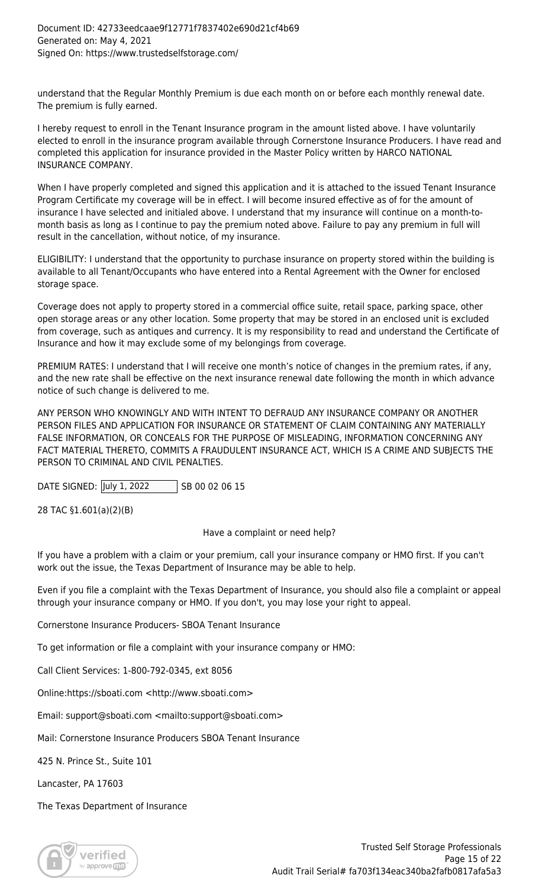understand that the Regular Monthly Premium is due each month on or before each monthly renewal date. The premium is fully earned.

I hereby request to enroll in the Tenant Insurance program in the amount listed above. I have voluntarily elected to enroll in the insurance program available through Cornerstone Insurance Producers. I have read and completed this application for insurance provided in the Master Policy written by HARCO NATIONAL INSURANCE COMPANY.

When I have properly completed and signed this application and it is attached to the issued Tenant Insurance Program Certificate my coverage will be in effect. I will become insured effective as of for the amount of insurance I have selected and initialed above. I understand that my insurance will continue on a month-to-month basis as long as I continue to pay the premium noted above. Failure to pay any premium in full will result in the cancellation, without notice, of my insurance.

ELIGIBILITY: I understand that the opportunity to purchase insurance on property stored within the building is available to all Tenant/Occupants who have entered into a Rental Agreement with the Owner for enclosed storage space.

Coverage does not apply to property stored in a commercial office suite, retail space, parking space, other open storage areas or any other location. Some property that may be stored in an enclosed unit is excluded from coverage, such as antiques and currency. It is my responsibility to read and understand the Certificate of Insurance and how it may exclude some of my belongings from coverage.

PREMIUM RATES: I understand that I will receive one month's notice of changes in the premium rates, if any, and the new rate shall be effective on the next insurance renewal date following the month in which advance notice of such change is delivered to me.

ANY PERSON WHO KNOWINGLY AND WITH INTENT TO DEFRAUD ANY INSURANCE COMPANY OR ANOTHER PERSON FILES AND APPLICATION FOR INSURANCE OR STATEMENT OF CLAIM CONTAINING ANY MATERIALLY FALSE INFORMATION, OR CONCEALS FOR THE PURPOSE OF MISLEADING, INFORMATION CONCERNING ANY FACT MATERIAL THERETO, COMMITS A FRAUDULENT INSURANCE ACT, WHICH IS A CRIME AND SUBJECTS THE PERSON TO CRIMINAL AND CIVIL PENALTIES.

DATE SIGNED: July 1, 2022 SB 00 02 06 15

28 TAC §1.601(a)(2)(B)

Have a complaint or need help?

If you have a problem with a claim or your premium, call your insurance company or HMO first. If you can't work out the issue, the Texas Department of Insurance may be able to help.

Even if you file a complaint with the Texas Department of Insurance, you should also file a complaint or appeal through your insurance company or HMO. If you don't, you may lose your right to appeal.

Cornerstone Insurance Producers- SBOA Tenant Insurance

To get information or file a complaint with your insurance company or HMO:

Call Client Services: 1-800-792-0345, ext 8056

Online:https://sboati.com <http://www.sboati.com>

Email: support@sboati.com <mailto:support@sboati.com>

Mail: Cornerstone Insurance Producers SBOA Tenant Insurance

425 N. Prince St., Suite 101

Lancaster, PA 17603

The Texas Department of Insurance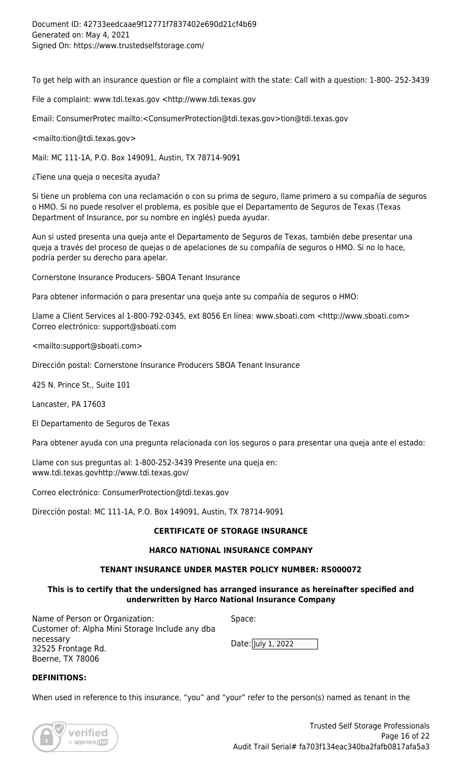To get help with an insurance question or file a complaint with the state: Call with a question: 1-800- 252-3439

File a complaint: www.tdi.texas.gov <http://www.tdi.texas.gov

Email: ConsumerProtec mailto:<ConsumerProtection@tdi.texas.gov>tion@tdi.texas.gov

<mailto:tion@tdi.texas.gov>

Mail: MC 111-1A, P.O. Box 149091, Austin, TX 78714-9091

¿Tiene una queja o necesita ayuda?

Si tiene un problema con una reclamación o con su prima de seguro, llame primero a su compañía de seguros o HMO. Si no puede resolver el problema, es posible que el Departamento de Seguros de Texas (Texas Department of Insurance, por su nombre en inglés) pueda ayudar.

Aun si usted presenta una queja ante el Departamento de Seguros de Texas, también debe presentar una queja a través del proceso de quejas o de apelaciones de su compañía de seguros o HMO. Si no lo hace, podría perder su derecho para apelar.

Cornerstone Insurance Producers- SBOA Tenant Insurance

Para obtener información o para presentar una queja ante su compañía de seguros o HMO:

Llame a Client Services al 1-800-792-0345, ext 8056 En línea: www.sboati.com <http://www.sboati.com> Correo electrónico: support@sboati.com

<mailto:support@sboati.com>

Dirección postal: Cornerstone Insurance Producers SBOA Tenant Insurance

425 N. Prince St., Suite 101

Lancaster, PA 17603

El Departamento de Seguros de Texas

Para obtener ayuda con una pregunta relacionada con los seguros o para presentar una queja ante el estado:

Llame con sus preguntas al: 1-800-252-3439 Presente una queja en: www.tdi.texas.govhttp://www.tdi.texas.gov/

Correo electrónico: ConsumerProtection@tdi.texas.gov

Dirección postal: MC 111-1A, P.O. Box 149091, Austin, TX 78714-9091

**CERTIFICATE OF STORAGE INSURANCE**

**HARCO NATIONAL INSURANCE COMPANY**

**TENANT INSURANCE UNDER MASTER POLICY NUMBER: RS000072**

**This is to certify that the undersigned has arranged insurance as hereinafter specified and underwritten by Harco National Insurance Company**

Name of Person or Organization:
Customer of: Alpha Mini Storage Include any dba necessary
32525 Frontage Rd.
Boerne, TX 78006

Space:

Date: July 1, 2022

**DEFINITIONS:**

When used in reference to this insurance, "you" and "your" refer to the person(s) named as tenant in the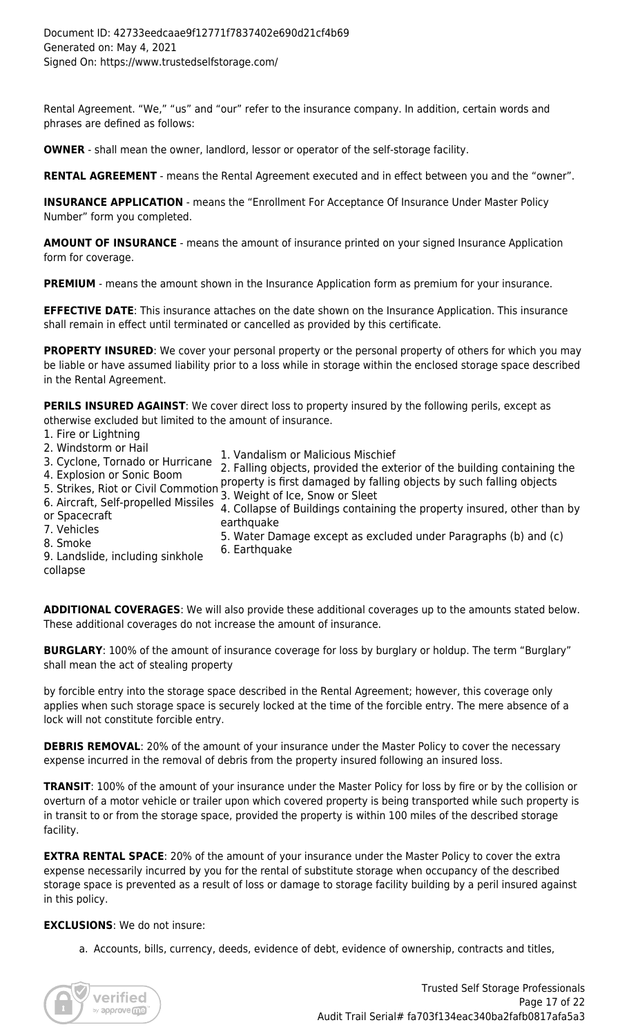Rental Agreement. "We," "us" and "our" refer to the insurance company. In addition, certain words and phrases are defined as follows:

**OWNER** - shall mean the owner, landlord, lessor or operator of the self-storage facility.

**RENTAL AGREEMENT** - means the Rental Agreement executed and in effect between you and the "owner".

**INSURANCE APPLICATION** - means the "Enrollment For Acceptance Of Insurance Under Master Policy Number" form you completed.

**AMOUNT OF INSURANCE** - means the amount of insurance printed on your signed Insurance Application form for coverage.

**PREMIUM** - means the amount shown in the Insurance Application form as premium for your insurance.

**EFFECTIVE DATE**: This insurance attaches on the date shown on the Insurance Application. This insurance shall remain in effect until terminated or cancelled as provided by this certificate.

**PROPERTY INSURED**: We cover your personal property or the personal property of others for which you may be liable or have assumed liability prior to a loss while in storage within the enclosed storage space described in the Rental Agreement.

**PERILS INSURED AGAINST**: We cover direct loss to property insured by the following perils, except as otherwise excluded but limited to the amount of insurance.

1. Fire or Lightning
2. Windstorm or Hail
3. Cyclone, Tornado or Hurricane
4. Explosion or Sonic Boom
5. Strikes, Riot or Civil Commotion
6. Aircraft, Self-propelled Missiles or Spacecraft
7. Vehicles
8. Smoke
9. Landslide, including sinkhole collapse

1. Vandalism or Malicious Mischief
2. Falling objects, provided the exterior of the building containing the property is first damaged by falling objects by such falling objects
3. Weight of Ice, Snow or Sleet
4. Collapse of Buildings containing the property insured, other than by earthquake
5. Water Damage except as excluded under Paragraphs (b) and (c)
6. Earthquake

**ADDITIONAL COVERAGES**: We will also provide these additional coverages up to the amounts stated below. These additional coverages do not increase the amount of insurance.

**BURGLARY**: 100% of the amount of insurance coverage for loss by burglary or holdup. The term "Burglary" shall mean the act of stealing property

by forcible entry into the storage space described in the Rental Agreement; however, this coverage only applies when such storage space is securely locked at the time of the forcible entry. The mere absence of a lock will not constitute forcible entry.

**DEBRIS REMOVAL**: 20% of the amount of your insurance under the Master Policy to cover the necessary expense incurred in the removal of debris from the property insured following an insured loss.

**TRANSIT**: 100% of the amount of your insurance under the Master Policy for loss by fire or by the collision or overturn of a motor vehicle or trailer upon which covered property is being transported while such property is in transit to or from the storage space, provided the property is within 100 miles of the described storage facility.

**EXTRA RENTAL SPACE**: 20% of the amount of your insurance under the Master Policy to cover the extra expense necessarily incurred by you for the rental of substitute storage when occupancy of the described storage space is prevented as a result of loss or damage to storage facility building by a peril insured against in this policy.

**EXCLUSIONS**: We do not insure:

a. Accounts, bills, currency, deeds, evidence of debt, evidence of ownership, contracts and titles,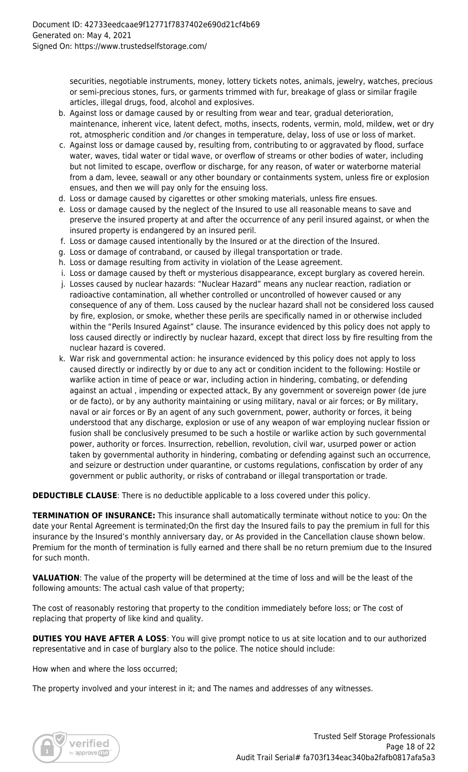securities, negotiable instruments, money, lottery tickets notes, animals, jewelry, watches, precious or semi-precious stones, furs, or garments trimmed with fur, breakage of glass or similar fragile articles, illegal drugs, food, alcohol and explosives.

b. Against loss or damage caused by or resulting from wear and tear, gradual deterioration, maintenance, inherent vice, latent defect, moths, insects, rodents, vermin, mold, mildew, wet or dry rot, atmospheric condition and /or changes in temperature, delay, loss of use or loss of market.
c. Against loss or damage caused by, resulting from, contributing to or aggravated by flood, surface water, waves, tidal water or tidal wave, or overflow of streams or other bodies of water, including but not limited to escape, overflow or discharge, for any reason, of water or waterborne material from a dam, levee, seawall or any other boundary or containments system, unless fire or explosion ensues, and then we will pay only for the ensuing loss.
d. Loss or damage caused by cigarettes or other smoking materials, unless fire ensues.
e. Loss or damage caused by the neglect of the Insured to use all reasonable means to save and preserve the insured property at and after the occurrence of any peril insured against, or when the insured property is endangered by an insured peril.
f. Loss or damage caused intentionally by the Insured or at the direction of the Insured.
g. Loss or damage of contraband, or caused by illegal transportation or trade.
h. Loss or damage resulting from activity in violation of the Lease agreement.
i. Loss or damage caused by theft or mysterious disappearance, except burglary as covered herein.
j. Losses caused by nuclear hazards: "Nuclear Hazard" means any nuclear reaction, radiation or radioactive contamination, all whether controlled or uncontrolled of however caused or any consequence of any of them. Loss caused by the nuclear hazard shall not be considered loss caused by fire, explosion, or smoke, whether these perils are specifically named in or otherwise included within the "Perils Insured Against" clause. The insurance evidenced by this policy does not apply to loss caused directly or indirectly by nuclear hazard, except that direct loss by fire resulting from the nuclear hazard is covered.
k. War risk and governmental action: he insurance evidenced by this policy does not apply to loss caused directly or indirectly by or due to any act or condition incident to the following: Hostile or warlike action in time of peace or war, including action in hindering, combating, or defending against an actual , impending or expected attack, By any government or sovereign power (de jure or de facto), or by any authority maintaining or using military, naval or air forces; or By military, naval or air forces or By an agent of any such government, power, authority or forces, it being understood that any discharge, explosion or use of any weapon of war employing nuclear fission or fusion shall be conclusively presumed to be such a hostile or warlike action by such governmental power, authority or forces. Insurrection, rebellion, revolution, civil war, usurped power or action taken by governmental authority in hindering, combating or defending against such an occurrence, and seizure or destruction under quarantine, or customs regulations, confiscation by order of any government or public authority, or risks of contraband or illegal transportation or trade.

**DEDUCTIBLE CLAUSE**: There is no deductible applicable to a loss covered under this policy.

**TERMINATION OF INSURANCE:** This insurance shall automatically terminate without notice to you: On the date your Rental Agreement is terminated;On the first day the Insured fails to pay the premium in full for this insurance by the Insured's monthly anniversary day, or As provided in the Cancellation clause shown below. Premium for the month of termination is fully earned and there shall be no return premium due to the Insured for such month.

**VALUATION**: The value of the property will be determined at the time of loss and will be the least of the following amounts: The actual cash value of that property;

The cost of reasonably restoring that property to the condition immediately before loss; or The cost of replacing that property of like kind and quality.

**DUTIES YOU HAVE AFTER A LOSS**: You will give prompt notice to us at site location and to our authorized representative and in case of burglary also to the police. The notice should include:

How when and where the loss occurred;

The property involved and your interest in it; and The names and addresses of any witnesses.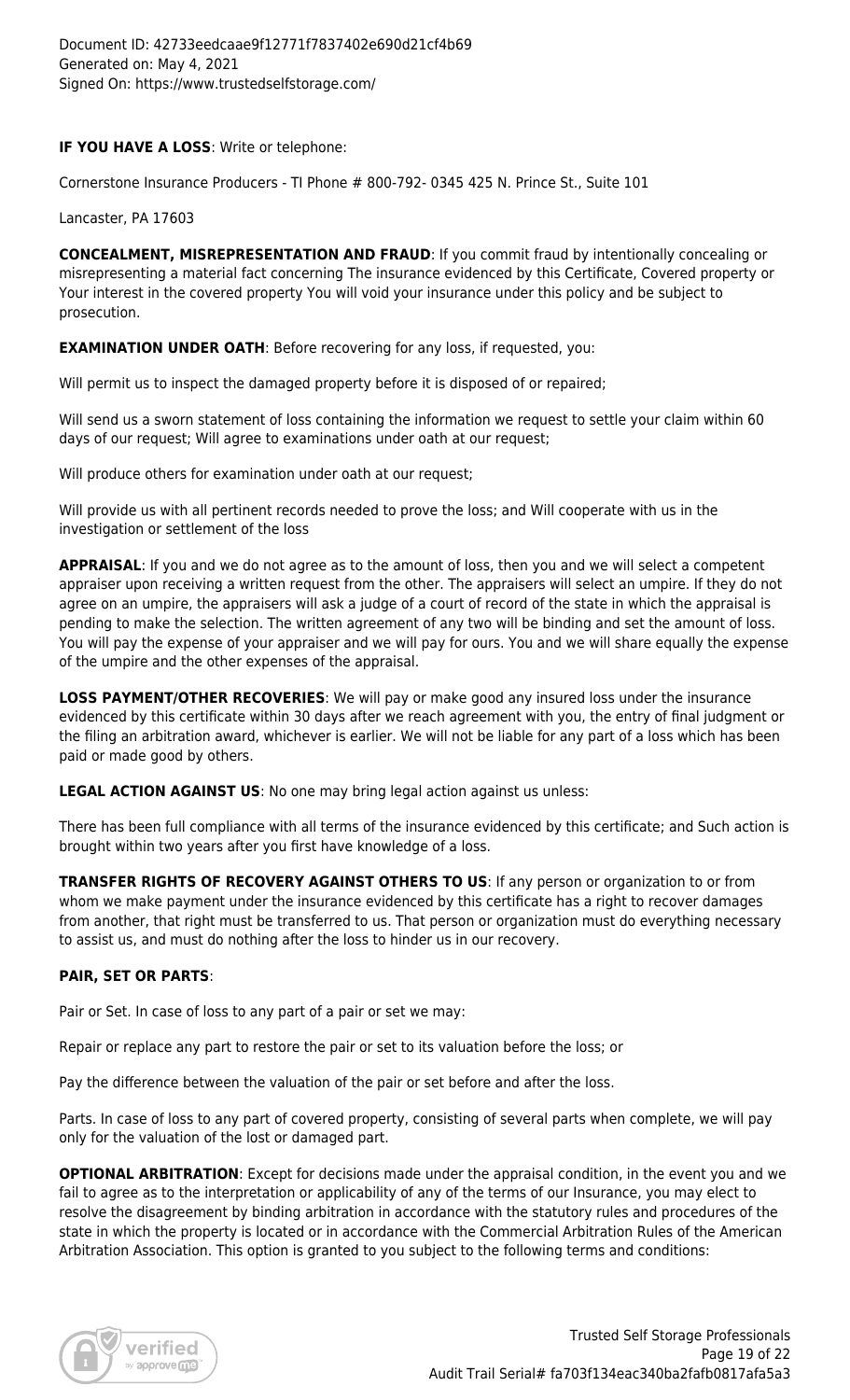Document ID: 42733eedcaae9f12771f7837402e690d21cf4b69
Generated on: May 4, 2021
Signed On: https://www.trustedselfstorage.com/

**IF YOU HAVE A LOSS**: Write or telephone:

Cornerstone Insurance Producers - TI Phone # 800-792- 0345 425 N. Prince St., Suite 101

Lancaster, PA 17603

**CONCEALMENT, MISREPRESENTATION AND FRAUD**: If you commit fraud by intentionally concealing or misrepresenting a material fact concerning The insurance evidenced by this Certificate, Covered property or Your interest in the covered property You will void your insurance under this policy and be subject to prosecution.

**EXAMINATION UNDER OATH**: Before recovering for any loss, if requested, you:

Will permit us to inspect the damaged property before it is disposed of or repaired;

Will send us a sworn statement of loss containing the information we request to settle your claim within 60 days of our request; Will agree to examinations under oath at our request;

Will produce others for examination under oath at our request;

Will provide us with all pertinent records needed to prove the loss; and Will cooperate with us in the investigation or settlement of the loss

**APPRAISAL**: If you and we do not agree as to the amount of loss, then you and we will select a competent appraiser upon receiving a written request from the other. The appraisers will select an umpire. If they do not agree on an umpire, the appraisers will ask a judge of a court of record of the state in which the appraisal is pending to make the selection. The written agreement of any two will be binding and set the amount of loss. You will pay the expense of your appraiser and we will pay for ours. You and we will share equally the expense of the umpire and the other expenses of the appraisal.

**LOSS PAYMENT/OTHER RECOVERIES**: We will pay or make good any insured loss under the insurance evidenced by this certificate within 30 days after we reach agreement with you, the entry of final judgment or the filing an arbitration award, whichever is earlier. We will not be liable for any part of a loss which has been paid or made good by others.

**LEGAL ACTION AGAINST US**: No one may bring legal action against us unless:

There has been full compliance with all terms of the insurance evidenced by this certificate; and Such action is brought within two years after you first have knowledge of a loss.

**TRANSFER RIGHTS OF RECOVERY AGAINST OTHERS TO US**: If any person or organization to or from whom we make payment under the insurance evidenced by this certificate has a right to recover damages from another, that right must be transferred to us. That person or organization must do everything necessary to assist us, and must do nothing after the loss to hinder us in our recovery.

**PAIR, SET OR PARTS**:

Pair or Set. In case of loss to any part of a pair or set we may:

Repair or replace any part to restore the pair or set to its valuation before the loss; or

Pay the difference between the valuation of the pair or set before and after the loss.

Parts. In case of loss to any part of covered property, consisting of several parts when complete, we will pay only for the valuation of the lost or damaged part.

**OPTIONAL ARBITRATION**: Except for decisions made under the appraisal condition, in the event you and we fail to agree as to the interpretation or applicability of any of the terms of our Insurance, you may elect to resolve the disagreement by binding arbitration in accordance with the statutory rules and procedures of the state in which the property is located or in accordance with the Commercial Arbitration Rules of the American Arbitration Association. This option is granted to you subject to the following terms and conditions:

Trusted Self Storage Professionals
Audit Trail Serial# fa703f134eac340ba2fafb0817afa5a3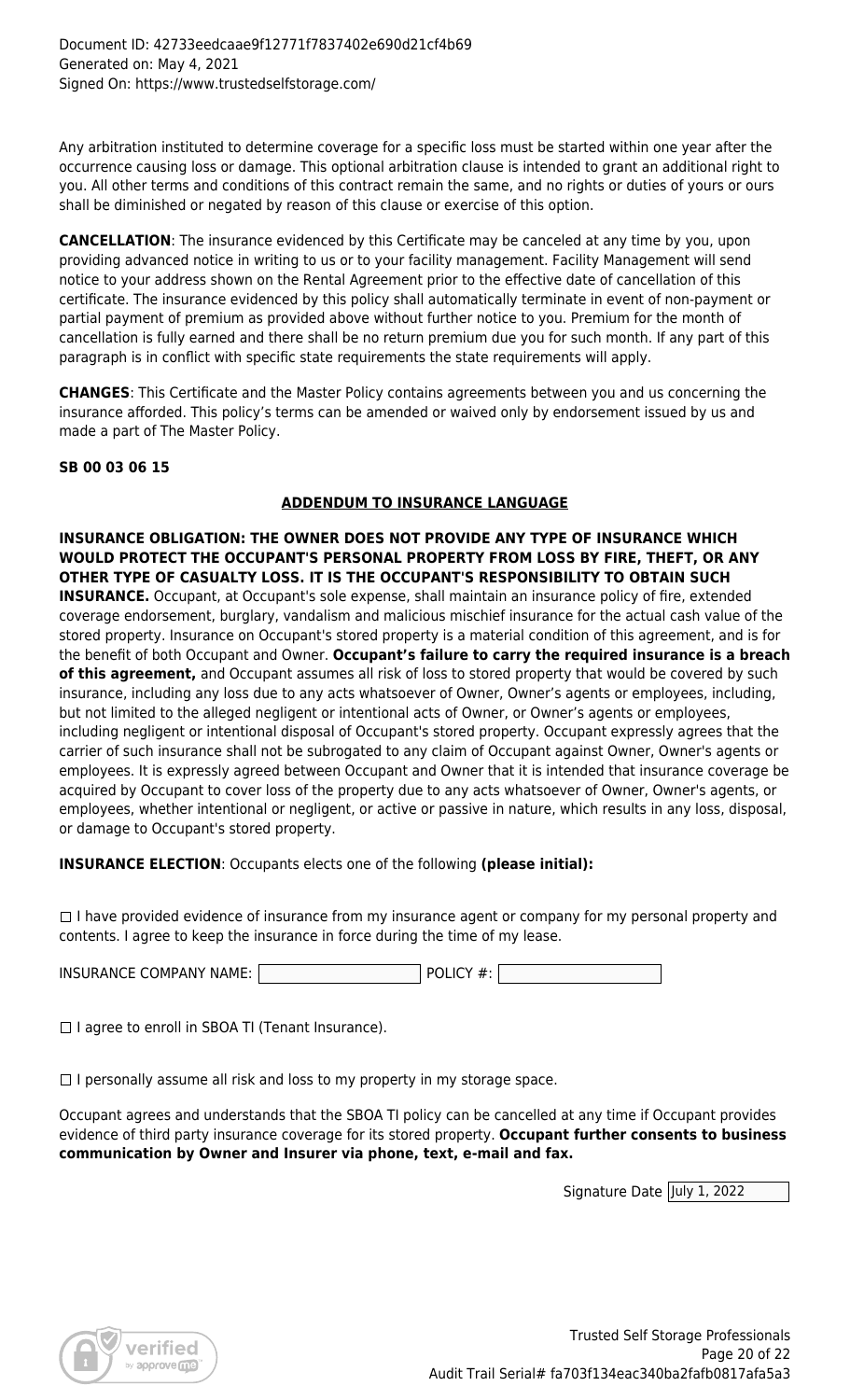Any arbitration instituted to determine coverage for a specific loss must be started within one year after the occurrence causing loss or damage. This optional arbitration clause is intended to grant an additional right to you. All other terms and conditions of this contract remain the same, and no rights or duties of yours or ours shall be diminished or negated by reason of this clause or exercise of this option.

**CANCELLATION**: The insurance evidenced by this Certificate may be canceled at any time by you, upon providing advanced notice in writing to us or to your facility management. Facility Management will send notice to your address shown on the Rental Agreement prior to the effective date of cancellation of this certificate. The insurance evidenced by this policy shall automatically terminate in event of non-payment or partial payment of premium as provided above without further notice to you. Premium for the month of cancellation is fully earned and there shall be no return premium due you for such month. If any part of this paragraph is in conflict with specific state requirements the state requirements will apply.

**CHANGES**: This Certificate and the Master Policy contains agreements between you and us concerning the insurance afforded. This policy's terms can be amended or waived only by endorsement issued by us and made a part of The Master Policy.

**SB 00 03 06 15**

## ADDENDUM TO INSURANCE LANGUAGE

**INSURANCE OBLIGATION: THE OWNER DOES NOT PROVIDE ANY TYPE OF INSURANCE WHICH WOULD PROTECT THE OCCUPANT'S PERSONAL PROPERTY FROM LOSS BY FIRE, THEFT, OR ANY OTHER TYPE OF CASUALTY LOSS. IT IS THE OCCUPANT'S RESPONSIBILITY TO OBTAIN SUCH INSURANCE.** Occupant, at Occupant's sole expense, shall maintain an insurance policy of fire, extended coverage endorsement, burglary, vandalism and malicious mischief insurance for the actual cash value of the stored property. Insurance on Occupant's stored property is a material condition of this agreement, and is for the benefit of both Occupant and Owner. **Occupant's failure to carry the required insurance is a breach of this agreement,** and Occupant assumes all risk of loss to stored property that would be covered by such insurance, including any loss due to any acts whatsoever of Owner, Owner's agents or employees, including, but not limited to the alleged negligent or intentional acts of Owner, or Owner's agents or employees, including negligent or intentional disposal of Occupant's stored property. Occupant expressly agrees that the carrier of such insurance shall not be subrogated to any claim of Occupant against Owner, Owner's agents or employees. It is expressly agreed between Occupant and Owner that it is intended that insurance coverage be acquired by Occupant to cover loss of the property due to any acts whatsoever of Owner, Owner's agents, or employees, whether intentional or negligent, or active or passive in nature, which results in any loss, disposal, or damage to Occupant's stored property.

**INSURANCE ELECTION**: Occupants elects one of the following **(please initial):**

☐ I have provided evidence of insurance from my insurance agent or company for my personal property and contents. I agree to keep the insurance in force during the time of my lease.

INSURANCE COMPANY NAME: ____________ POLICY #: ____________

☐ I agree to enroll in SBOA TI (Tenant Insurance).

☐ I personally assume all risk and loss to my property in my storage space.

Occupant agrees and understands that the SBOA TI policy can be cancelled at any time if Occupant provides evidence of third party insurance coverage for its stored property. **Occupant further consents to business communication by Owner and Insurer via phone, text, e-mail and fax.**

Signature Date July 1, 2022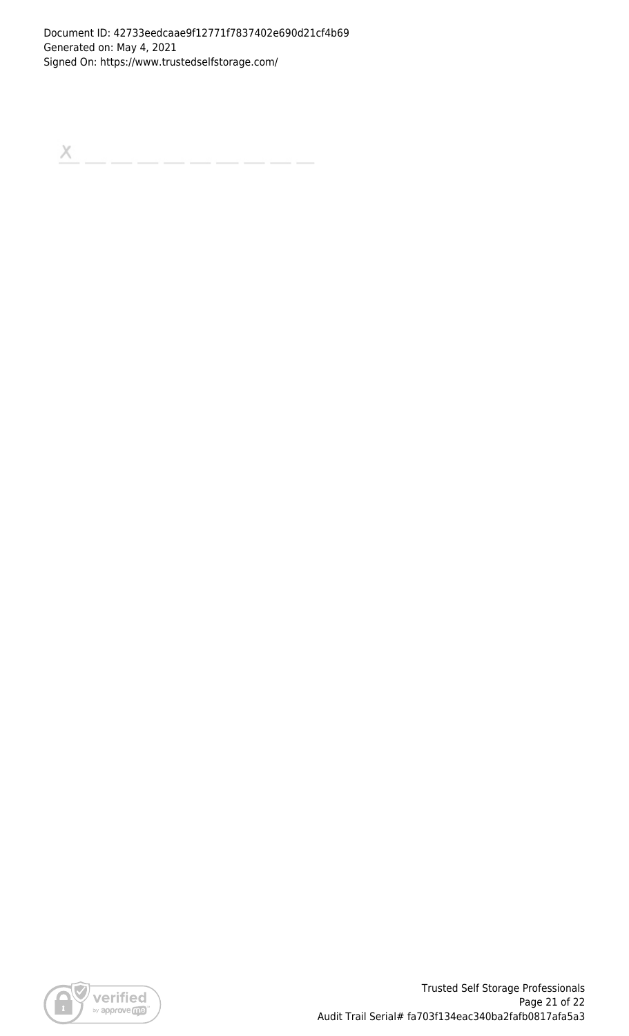Document ID: 42733eedcaae9f12771f7837402e690d21cf4b69
Generated on: May 4, 2021
Signed On: https://www.trustedselfstorage.com/

X _ _ _ _ _ _ _ _ _ _

Trusted Self Storage Professionals

Audit Trail Serial# fa703f134eac340ba2fafb0817afa5a3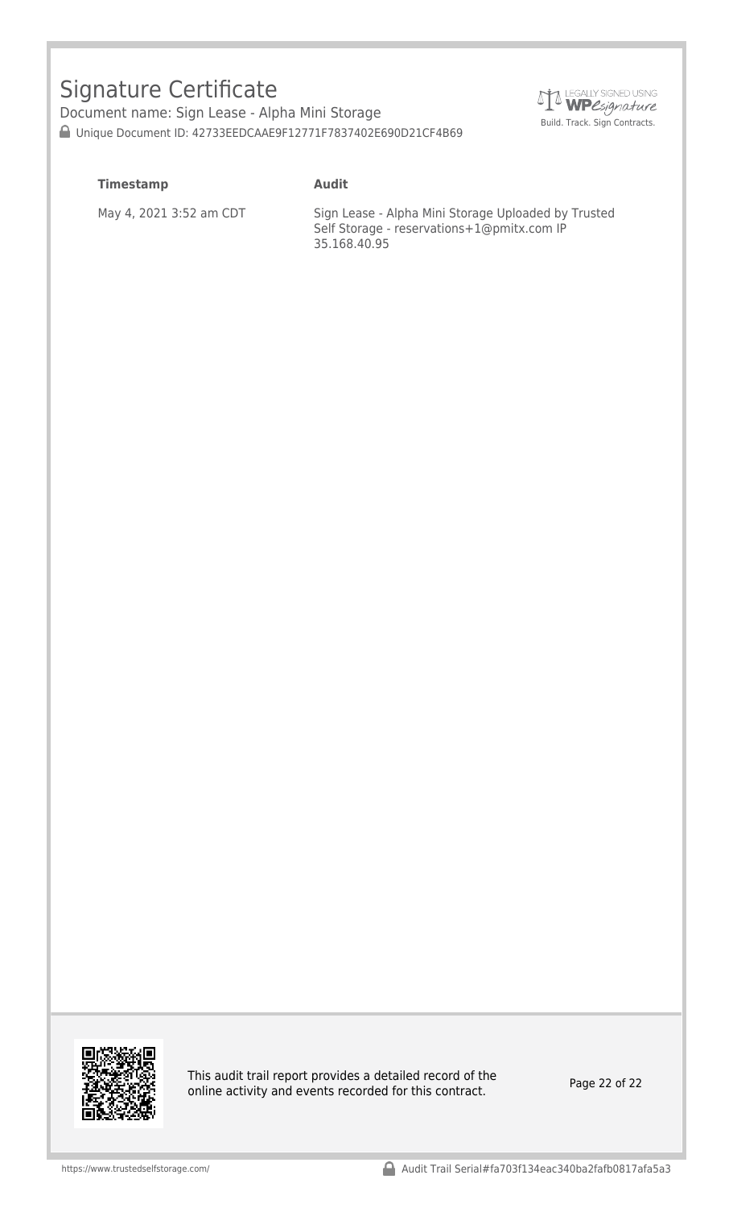# Signature Certificate

Document name: Sign Lease - Alpha Mini Storage

Unique Document ID: 42733EEDCAAE9F12771F7837402E690D21CF4B69

LEGALLY SIGNED USING WPesignature

Build. Track. Sign Contracts.

| Timestamp | Audit |
| --- | --- |
| May 4, 2021 3:52 am CDT | Sign Lease - Alpha Mini Storage Uploaded by Trusted Self Storage - reservations+1@pmitx.com IP 35.168.40.95 |

This audit trail report provides a detailed record of the online activity and events recorded for this contract.

https://www.trustedselfstorage.com/

Audit Trail Serial#fa703f134eac340ba2fafb0817afa5a3